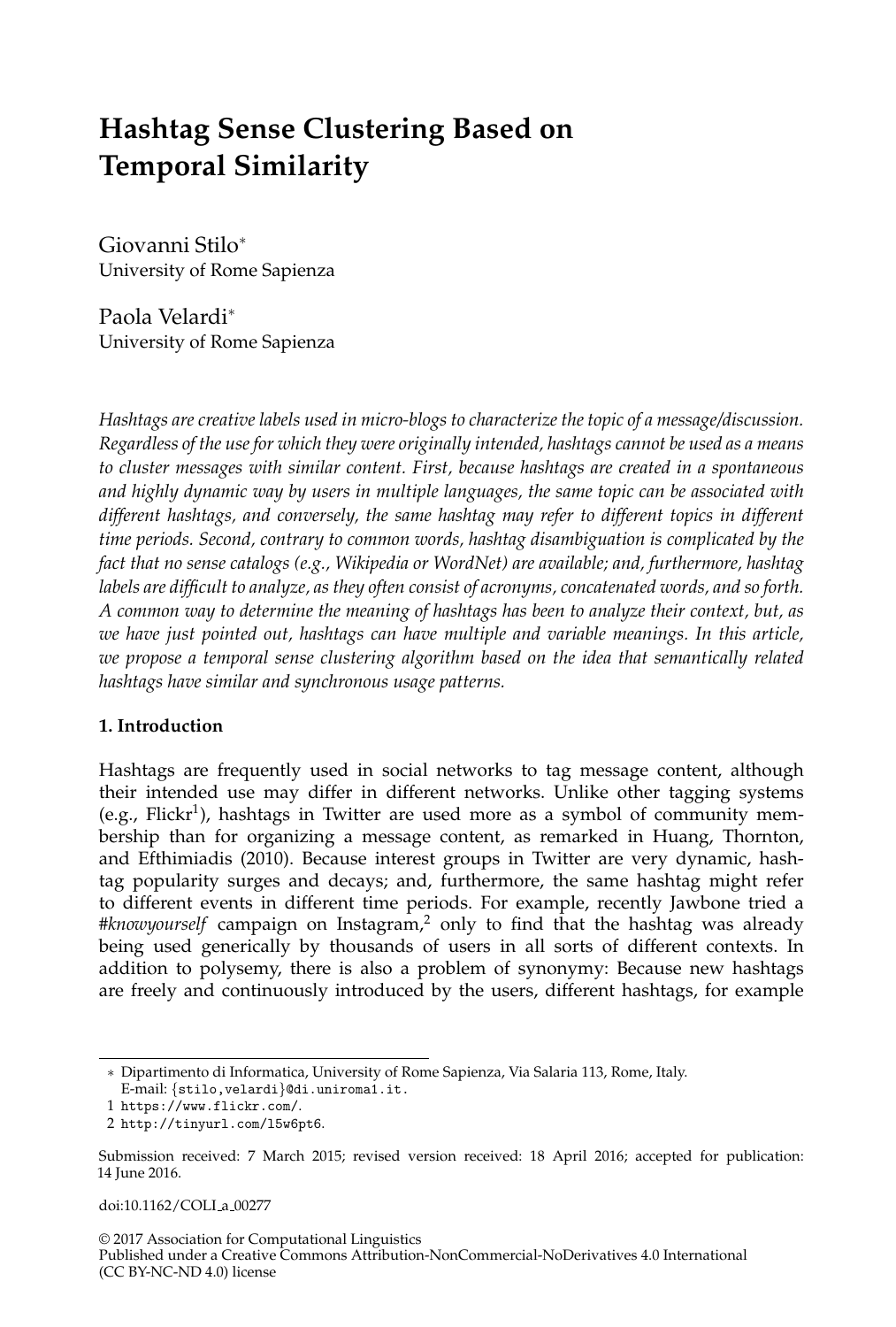# Hashtag Sense Clustering Based on Temporal Similarity

Giovanni Stilo*
University of Rome Sapienza

Paola Velardi*
University of Rome Sapienza

*Hashtags are creative labels used in micro-blogs to characterize the topic of a message/discussion. Regardless of the use for which they were originally intended, hashtags cannot be used as a means to cluster messages with similar content. First, because hashtags are created in a spontaneous and highly dynamic way by users in multiple languages, the same topic can be associated with different hashtags, and conversely, the same hashtag may refer to different topics in different time periods. Second, contrary to common words, hashtag disambiguation is complicated by the fact that no sense catalogs (e.g., Wikipedia or WordNet) are available; and, furthermore, hashtag labels are difficult to analyze, as they often consist of acronyms, concatenated words, and so forth. A common way to determine the meaning of hashtags has been to analyze their context, but, as we have just pointed out, hashtags can have multiple and variable meanings. In this article, we propose a temporal sense clustering algorithm based on the idea that semantically related hashtags have similar and synchronous usage patterns.*

## 1. Introduction

Hashtags are frequently used in social networks to tag message content, although their intended use may differ in different networks. Unlike other tagging systems (e.g., Flickr[1]), hashtags in Twitter are used more as a symbol of community membership than for organizing a message content, as remarked in Huang, Thornton, and Efthimiadis (2010). Because interest groups in Twitter are very dynamic, hashtag popularity surges and decays; and, furthermore, the same hashtag might refer to different events in different time periods. For example, recently Jawbone tried a *#knowyourself* campaign on Instagram,[2] only to find that the hashtag was already being used generically by thousands of users in all sorts of different contexts. In addition to polysemy, there is also a problem of synonymy: Because new hashtags are freely and continuously introduced by the users, different hashtags, for example

---

\* Dipartimento di Informatica, University of Rome Sapienza, Via Salaria 113, Rome, Italy. E-mail: {stilo,velardi}@di.uniroma1.it.

1 https://www.flickr.com/.

2 http://tinyurl.com/l5w6pt6.

Submission received: 7 March 2015; revised version received: 18 April 2016; accepted for publication: 14 June 2016.

doi:10.1162/COLI_a_00277

© 2017 Association for Computational Linguistics
Published under a Creative Commons Attribution-NonCommercial-NoDerivatives 4.0 International (CC BY-NC-ND 4.0) license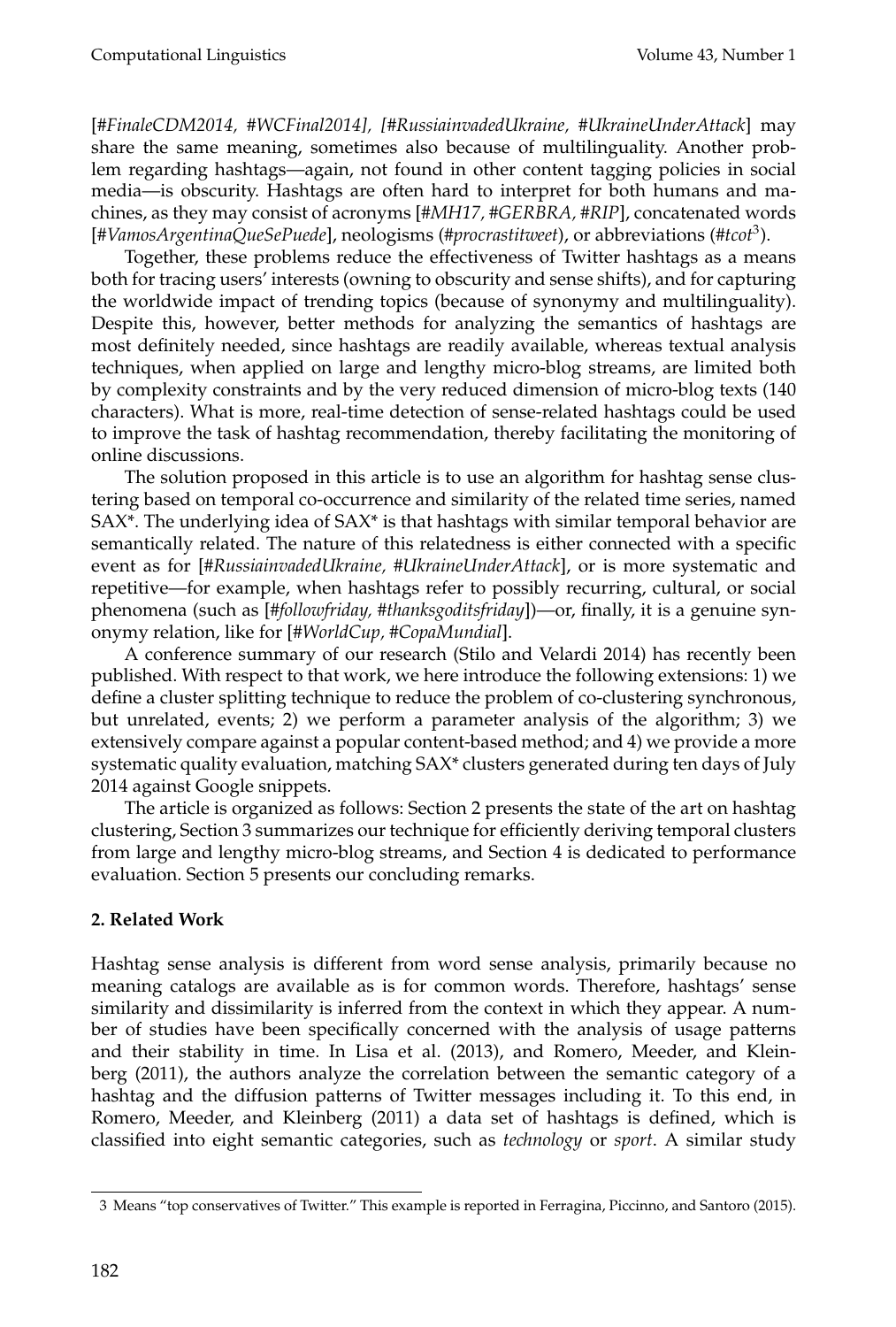[*#FinaleCDM2014, #WCFinal2014], [#RussiainvadedUkraine, #UkraineUnderAttack*] may share the same meaning, sometimes also because of multilinguality. Another problem regarding hashtags—again, not found in other content tagging policies in social media—is obscurity. Hashtags are often hard to interpret for both humans and machines, as they may consist of acronyms [*#MH17, #GERBRA, #RIP*], concatenated words [*#VamosArgentinaQueSePuede*], neologisms (*#procrastitweet*), or abbreviations (*#tcot*[3]).

Together, these problems reduce the effectiveness of Twitter hashtags as a means both for tracing users' interests (owning to obscurity and sense shifts), and for capturing the worldwide impact of trending topics (because of synonymy and multilinguality). Despite this, however, better methods for analyzing the semantics of hashtags are most definitely needed, since hashtags are readily available, whereas textual analysis techniques, when applied on large and lengthy micro-blog streams, are limited both by complexity constraints and by the very reduced dimension of micro-blog texts (140 characters). What is more, real-time detection of sense-related hashtags could be used to improve the task of hashtag recommendation, thereby facilitating the monitoring of online discussions.

The solution proposed in this article is to use an algorithm for hashtag sense clustering based on temporal co-occurrence and similarity of the related time series, named SAX*. The underlying idea of SAX* is that hashtags with similar temporal behavior are semantically related. The nature of this relatedness is either connected with a specific event as for [*#RussiainvadedUkraine, #UkraineUnderAttack*], or is more systematic and repetitive—for example, when hashtags refer to possibly recurring, cultural, or social phenomena (such as [*#followfriday, #thanksgoditsfriday*])—or, finally, it is a genuine synonymy relation, like for [*#WorldCup, #CopaMundial*].

A conference summary of our research (Stilo and Velardi 2014) has recently been published. With respect to that work, we here introduce the following extensions: 1) we define a cluster splitting technique to reduce the problem of co-clustering synchronous, but unrelated, events; 2) we perform a parameter analysis of the algorithm; 3) we extensively compare against a popular content-based method; and 4) we provide a more systematic quality evaluation, matching SAX* clusters generated during ten days of July 2014 against Google snippets.

The article is organized as follows: Section 2 presents the state of the art on hashtag clustering, Section 3 summarizes our technique for efficiently deriving temporal clusters from large and lengthy micro-blog streams, and Section 4 is dedicated to performance evaluation. Section 5 presents our concluding remarks.

## 2. Related Work

Hashtag sense analysis is different from word sense analysis, primarily because no meaning catalogs are available as is for common words. Therefore, hashtags' sense similarity and dissimilarity is inferred from the context in which they appear. A number of studies have been specifically concerned with the analysis of usage patterns and their stability in time. In Lisa et al. (2013), and Romero, Meeder, and Kleinberg (2011), the authors analyze the correlation between the semantic category of a hashtag and the diffusion patterns of Twitter messages including it. To this end, in Romero, Meeder, and Kleinberg (2011) a data set of hashtags is defined, which is classified into eight semantic categories, such as *technology* or *sport*. A similar study

---

[3] Means "top conservatives of Twitter." This example is reported in Ferragina, Piccinno, and Santoro (2015).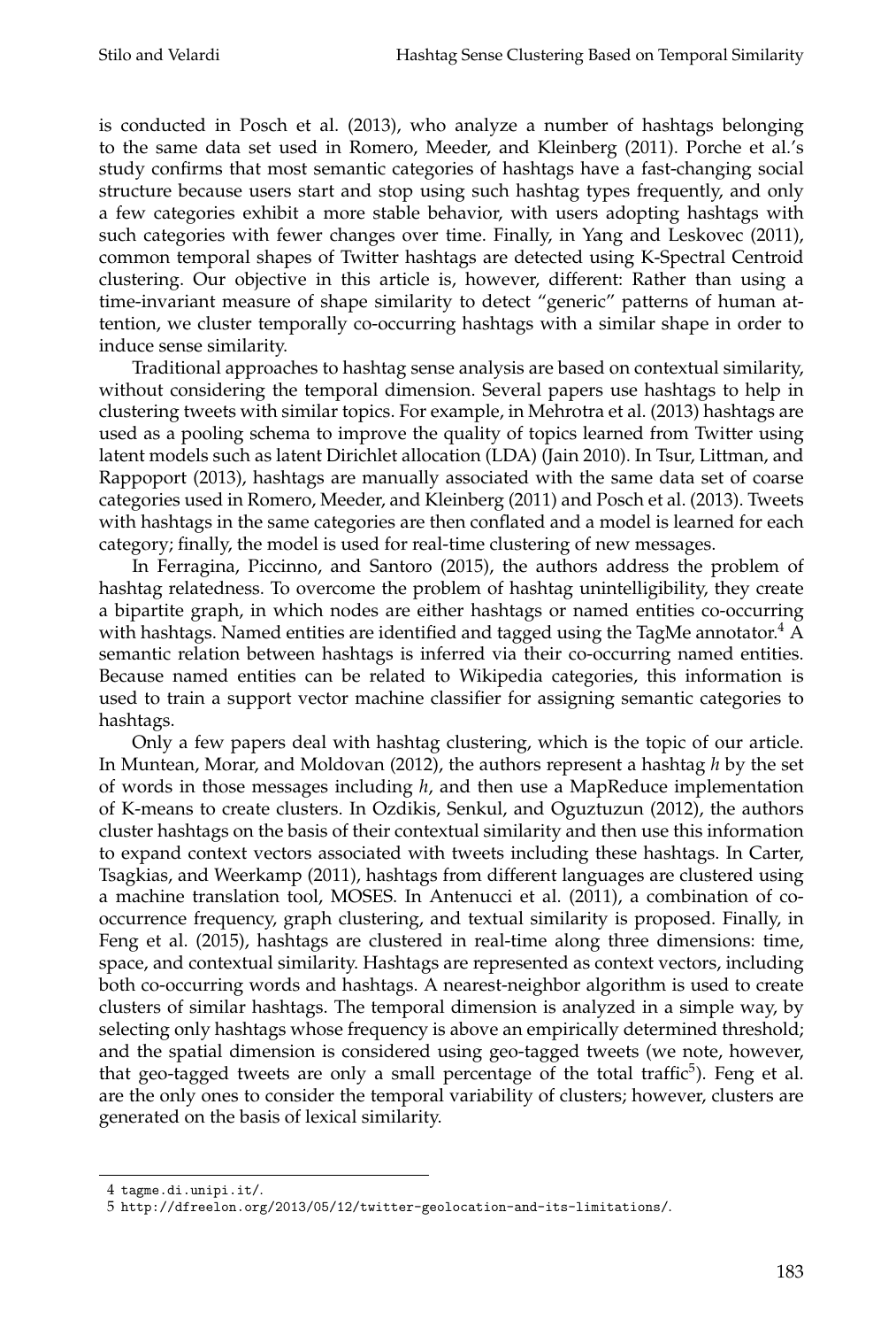is conducted in Posch et al. (2013), who analyze a number of hashtags belonging to the same data set used in Romero, Meeder, and Kleinberg (2011). Porche et al.'s study confirms that most semantic categories of hashtags have a fast-changing social structure because users start and stop using such hashtag types frequently, and only a few categories exhibit a more stable behavior, with users adopting hashtags with such categories with fewer changes over time. Finally, in Yang and Leskovec (2011), common temporal shapes of Twitter hashtags are detected using K-Spectral Centroid clustering. Our objective in this article is, however, different: Rather than using a time-invariant measure of shape similarity to detect "generic" patterns of human attention, we cluster temporally co-occurring hashtags with a similar shape in order to induce sense similarity.

Traditional approaches to hashtag sense analysis are based on contextual similarity, without considering the temporal dimension. Several papers use hashtags to help in clustering tweets with similar topics. For example, in Mehrotra et al. (2013) hashtags are used as a pooling schema to improve the quality of topics learned from Twitter using latent models such as latent Dirichlet allocation (LDA) (Jain 2010). In Tsur, Littman, and Rappoport (2013), hashtags are manually associated with the same data set of coarse categories used in Romero, Meeder, and Kleinberg (2011) and Posch et al. (2013). Tweets with hashtags in the same categories are then conflated and a model is learned for each category; finally, the model is used for real-time clustering of new messages.

In Ferragina, Piccinno, and Santoro (2015), the authors address the problem of hashtag relatedness. To overcome the problem of hashtag unintelligibility, they create a bipartite graph, in which nodes are either hashtags or named entities co-occurring with hashtags. Named entities are identified and tagged using the TagMe annotator.[4] A semantic relation between hashtags is inferred via their co-occurring named entities. Because named entities can be related to Wikipedia categories, this information is used to train a support vector machine classifier for assigning semantic categories to hashtags.

Only a few papers deal with hashtag clustering, which is the topic of our article. In Muntean, Morar, and Moldovan (2012), the authors represent a hashtag *h* by the set of words in those messages including *h*, and then use a MapReduce implementation of K-means to create clusters. In Ozdikis, Senkul, and Oguztuzun (2012), the authors cluster hashtags on the basis of their contextual similarity and then use this information to expand context vectors associated with tweets including these hashtags. In Carter, Tsagkias, and Weerkamp (2011), hashtags from different languages are clustered using a machine translation tool, MOSES. In Antenucci et al. (2011), a combination of co-occurrence frequency, graph clustering, and textual similarity is proposed. Finally, in Feng et al. (2015), hashtags are clustered in real-time along three dimensions: time, space, and contextual similarity. Hashtags are represented as context vectors, including both co-occurring words and hashtags. A nearest-neighbor algorithm is used to create clusters of similar hashtags. The temporal dimension is analyzed in a simple way, by selecting only hashtags whose frequency is above an empirically determined threshold; and the spatial dimension is considered using geo-tagged tweets (we note, however, that geo-tagged tweets are only a small percentage of the total traffic[5]). Feng et al. are the only ones to consider the temporal variability of clusters; however, clusters are generated on the basis of lexical similarity.

---

4 tagme.di.unipi.it/.

5 http://dfreelon.org/2013/05/12/twitter-geolocation-and-its-limitations/.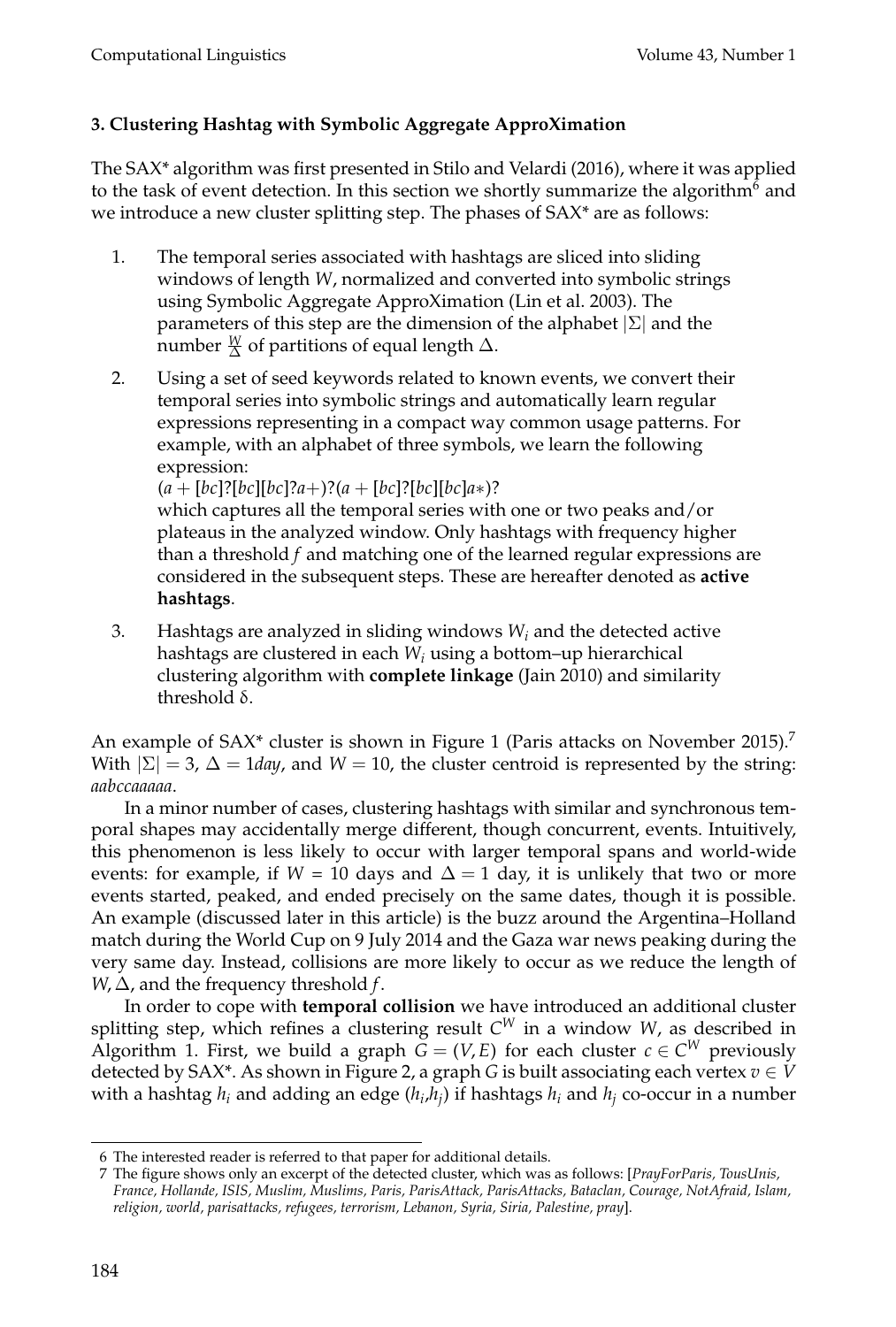### 3. Clustering Hashtag with Symbolic Aggregate ApproXimation

The SAX* algorithm was first presented in Stilo and Velardi (2016), where it was applied to the task of event detection. In this section we shortly summarize the algorithm[6] and we introduce a new cluster splitting step. The phases of SAX* are as follows:

1. The temporal series associated with hashtags are sliced into sliding windows of length $W$, normalized and converted into symbolic strings using Symbolic Aggregate ApproXimation (Lin et al. 2003). The parameters of this step are the dimension of the alphabet $|\Sigma|$ and the number $\frac{W}{\Delta}$ of partitions of equal length $\Delta$.
2. Using a set of seed keywords related to known events, we convert their temporal series into symbolic strings and automatically learn regular expressions representing in a compact way common usage patterns. For example, with an alphabet of three symbols, we learn the following expression:
   $(a+[bc]?[bc][bc]?a+)?(a+[bc]?[bc][bc]a*)?$
   which captures all the temporal series with one or two peaks and/or plateaus in the analyzed window. Only hashtags with frequency higher than a threshold $f$ and matching one of the learned regular expressions are considered in the subsequent steps. These are hereafter denoted as **active hashtags**.
3. Hashtags are analyzed in sliding windows $W_i$ and the detected active hashtags are clustered in each $W_i$ using a bottom–up hierarchical clustering algorithm with **complete linkage** (Jain 2010) and similarity threshold $\delta$.

An example of SAX* cluster is shown in Figure 1 (Paris attacks on November 2015).[7] With $|\Sigma| = 3$, $\Delta = 1day$, and $W = 10$, the cluster centroid is represented by the string: *aabccaaaaa*.

In a minor number of cases, clustering hashtags with similar and synchronous temporal shapes may accidentally merge different, though concurrent, events. Intuitively, this phenomenon is less likely to occur with larger temporal spans and world-wide events: for example, if $W = 10$ days and $\Delta = 1$ day, it is unlikely that two or more events started, peaked, and ended precisely on the same dates, though it is possible. An example (discussed later in this article) is the buzz around the Argentina–Holland match during the World Cup on 9 July 2014 and the Gaza war news peaking during the very same day. Instead, collisions are more likely to occur as we reduce the length of $W$, $\Delta$, and the frequency threshold $f$.

In order to cope with **temporal collision** we have introduced an additional cluster splitting step, which refines a clustering result $C^W$ in a window $W$, as described in Algorithm 1. First, we build a graph $G = (V, E)$ for each cluster $c \in C^W$ previously detected by SAX*. As shown in Figure 2, a graph $G$ is built associating each vertex $v \in V$ with a hashtag $h_i$ and adding an edge $(h_i,h_j)$ if hashtags $h_i$ and $h_j$ co-occur in a number

---

6 The interested reader is referred to that paper for additional details.

7 The figure shows only an excerpt of the detected cluster, which was as follows: [*PrayForParis, TousUnis, France, Hollande, ISIS, Muslim, Muslims, Paris, ParisAttack, ParisAttacks, Bataclan, Courage, NotAfraid, Islam, religion, world, parisattacks, refugees, terrorism, Lebanon, Syria, Siria, Palestine, pray*].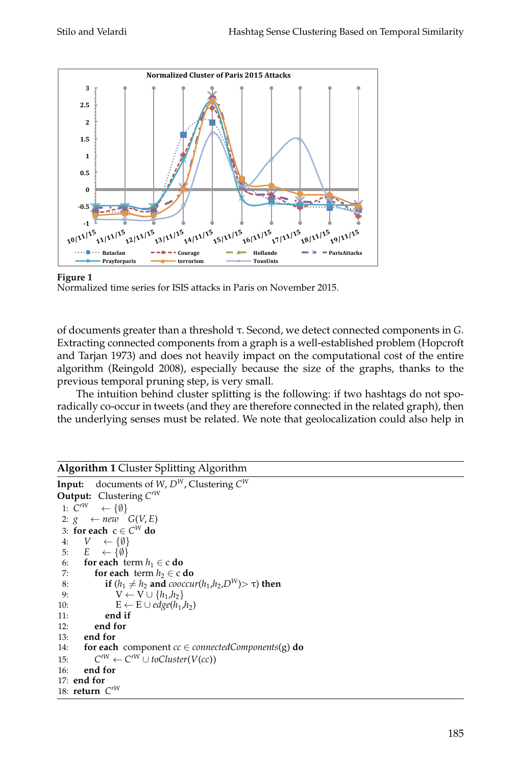**Figure 1**
Normalized time series for ISIS attacks in Paris on November 2015.

of documents greater than a threshold τ. Second, we detect connected components in $G$. Extracting connected components from a graph is a well-established problem (Hopcroft and Tarjan 1973) and does not heavily impact on the computational cost of the entire algorithm (Reingold 2008), especially because the size of the graphs, thanks to the previous temporal pruning step, is very small.

The intuition behind cluster splitting is the following: if two hashtags do not sporadically co-occur in tweets (and they are therefore connected in the related graph), then the underlying senses must be related. We note that geolocalization could also help in

**Algorithm 1** Cluster Splitting Algorithm

**Input:** documents of $W$, $D^W$, Clustering $C^W$
**Output:** Clustering $C'^W$

```
 1: C'^W ← {∅}
 2: g ← new G(V, E)
 3: for each c ∈ C^W do
 4:     V ← {∅}
 5:     E ← {∅}
 6:     for each term h1 ∈ c do
 7:         for each term h2 ∈ c do
 8:             if (h1 ≠ h2 and cooccur(h1,h2,D^W) > τ) then
 9:                 V ← V ∪ {h1,h2}
10:                 E ← E ∪ edge(h1,h2)
11:             end if
12:         end for
13:     end for
14:     for each component cc ∈ connectedComponents(g) do
15:         C'^W ← C'^W ∪ toCluster(V(cc))
16:     end for
17: end for
18: return C'^W
```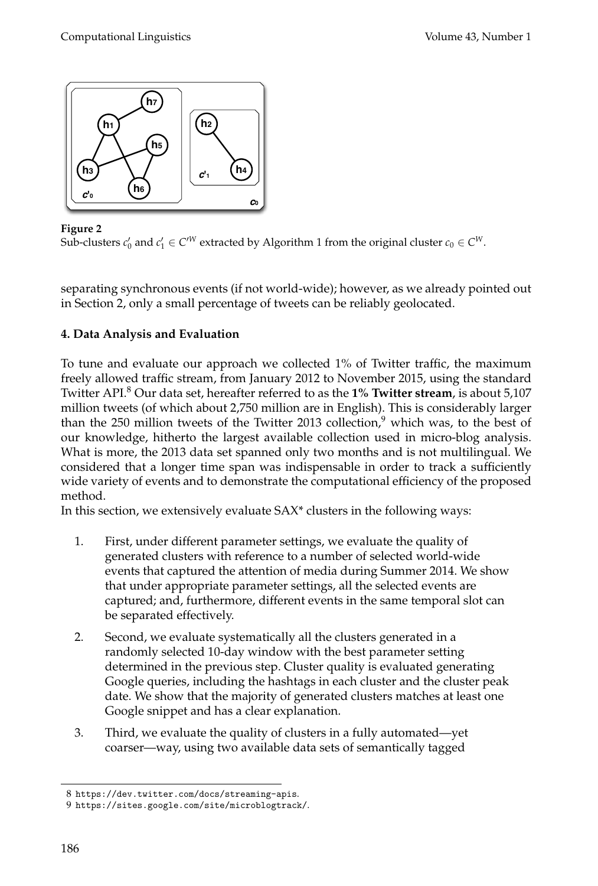**Figure 2**
Sub-clusters $c'_0$ and $c'_1 \in C'^W$ extracted by Algorithm 1 from the original cluster $c_0 \in C^W$.

separating synchronous events (if not world-wide); however, as we already pointed out in Section 2, only a small percentage of tweets can be reliably geolocated.

## 4. Data Analysis and Evaluation

To tune and evaluate our approach we collected 1% of Twitter traffic, the maximum freely allowed traffic stream, from January 2012 to November 2015, using the standard Twitter API.[8] Our data set, hereafter referred to as the **1% Twitter stream**, is about 5,107 million tweets (of which about 2,750 million are in English). This is considerably larger than the 250 million tweets of the Twitter 2013 collection,[9] which was, to the best of our knowledge, hitherto the largest available collection used in micro-blog analysis. What is more, the 2013 data set spanned only two months and is not multilingual. We considered that a longer time span was indispensable in order to track a sufficiently wide variety of events and to demonstrate the computational efficiency of the proposed method.

In this section, we extensively evaluate SAX* clusters in the following ways:

1. First, under different parameter settings, we evaluate the quality of generated clusters with reference to a number of selected world-wide events that captured the attention of media during Summer 2014. We show that under appropriate parameter settings, all the selected events are captured; and, furthermore, different events in the same temporal slot can be separated effectively.
2. Second, we evaluate systematically all the clusters generated in a randomly selected 10-day window with the best parameter setting determined in the previous step. Cluster quality is evaluated generating Google queries, including the hashtags in each cluster and the cluster peak date. We show that the majority of generated clusters matches at least one Google snippet and has a clear explanation.
3. Third, we evaluate the quality of clusters in a fully automated—yet coarser—way, using two available data sets of semantically tagged

8 https://dev.twitter.com/docs/streaming-apis.
9 https://sites.google.com/site/microblogtrack/.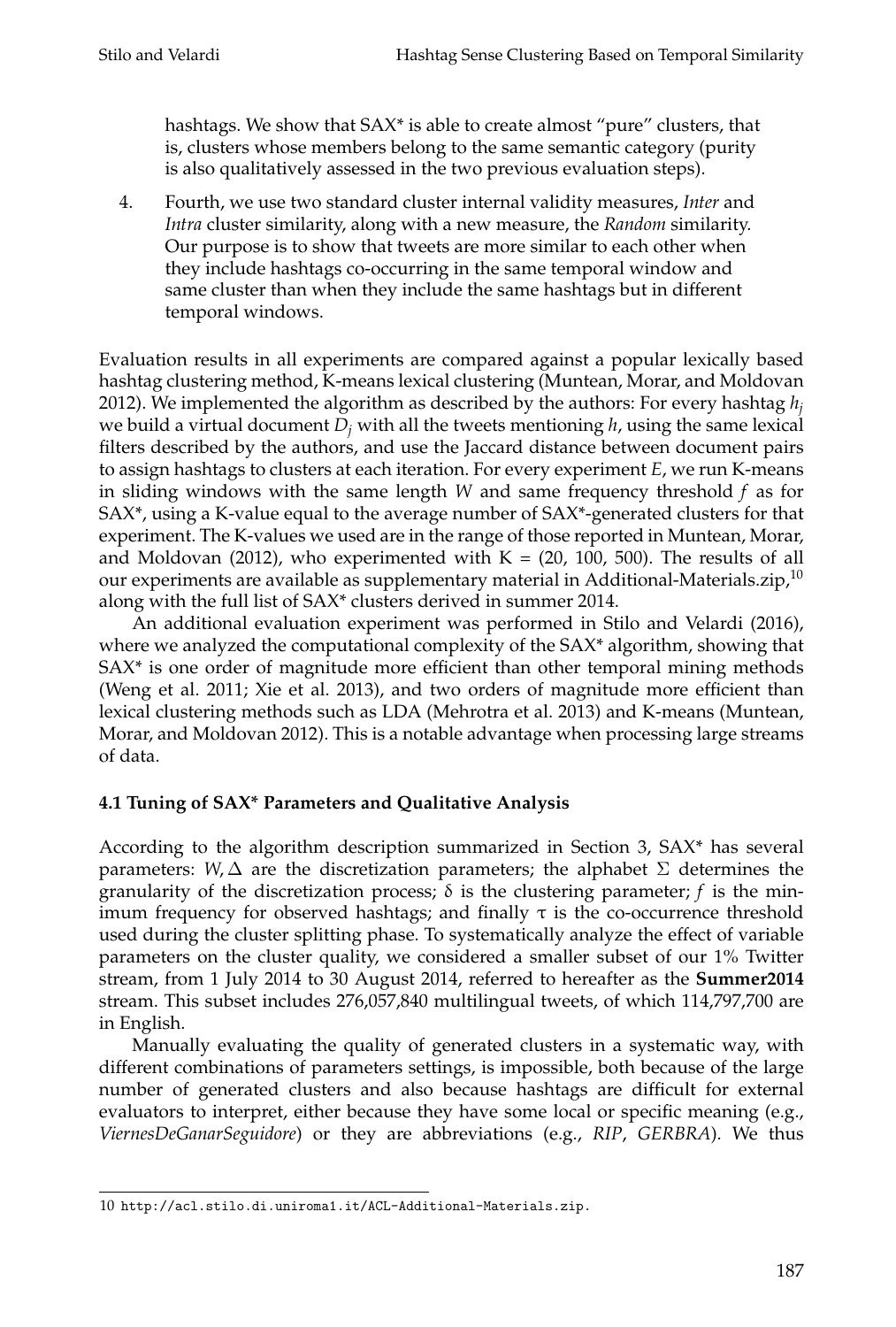hashtags. We show that SAX* is able to create almost "pure" clusters, that is, clusters whose members belong to the same semantic category (purity is also qualitatively assessed in the two previous evaluation steps).

4. Fourth, we use two standard cluster internal validity measures, *Inter* and *Intra* cluster similarity, along with a new measure, the *Random* similarity. Our purpose is to show that tweets are more similar to each other when they include hashtags co-occurring in the same temporal window and same cluster than when they include the same hashtags but in different temporal windows.

Evaluation results in all experiments are compared against a popular lexically based hashtag clustering method, K-means lexical clustering (Muntean, Morar, and Moldovan 2012). We implemented the algorithm as described by the authors: For every hashtag $h_j$ we build a virtual document $D_j$ with all the tweets mentioning $h$, using the same lexical filters described by the authors, and use the Jaccard distance between document pairs to assign hashtags to clusters at each iteration. For every experiment $E$, we run K-means in sliding windows with the same length $W$ and same frequency threshold $f$ as for SAX*, using a K-value equal to the average number of SAX*-generated clusters for that experiment. The K-values we used are in the range of those reported in Muntean, Morar, and Moldovan (2012), who experimented with K = (20, 100, 500). The results of all our experiments are available as supplementary material in Additional-Materials.zip,[10] along with the full list of SAX* clusters derived in summer 2014.

An additional evaluation experiment was performed in Stilo and Velardi (2016), where we analyzed the computational complexity of the SAX* algorithm, showing that SAX* is one order of magnitude more efficient than other temporal mining methods (Weng et al. 2011; Xie et al. 2013), and two orders of magnitude more efficient than lexical clustering methods such as LDA (Mehrotra et al. 2013) and K-means (Muntean, Morar, and Moldovan 2012). This is a notable advantage when processing large streams of data.

### 4.1 Tuning of SAX* Parameters and Qualitative Analysis

According to the algorithm description summarized in Section 3, SAX* has several parameters: $W, \Delta$ are the discretization parameters; the alphabet $\Sigma$ determines the granularity of the discretization process; $\delta$ is the clustering parameter; $f$ is the minimum frequency for observed hashtags; and finally $\tau$ is the co-occurrence threshold used during the cluster splitting phase. To systematically analyze the effect of variable parameters on the cluster quality, we considered a smaller subset of our 1% Twitter stream, from 1 July 2014 to 30 August 2014, referred to hereafter as the **Summer2014** stream. This subset includes 276,057,840 multilingual tweets, of which 114,797,700 are in English.

Manually evaluating the quality of generated clusters in a systematic way, with different combinations of parameters settings, is impossible, both because of the large number of generated clusters and also because hashtags are difficult for external evaluators to interpret, either because they have some local or specific meaning (e.g., *ViernesDeGanarSeguidore*) or they are abbreviations (e.g., *RIP*, *GERBRA*). We thus

[10] http://acl.stilo.di.uniroma1.it/ACL-Additional-Materials.zip.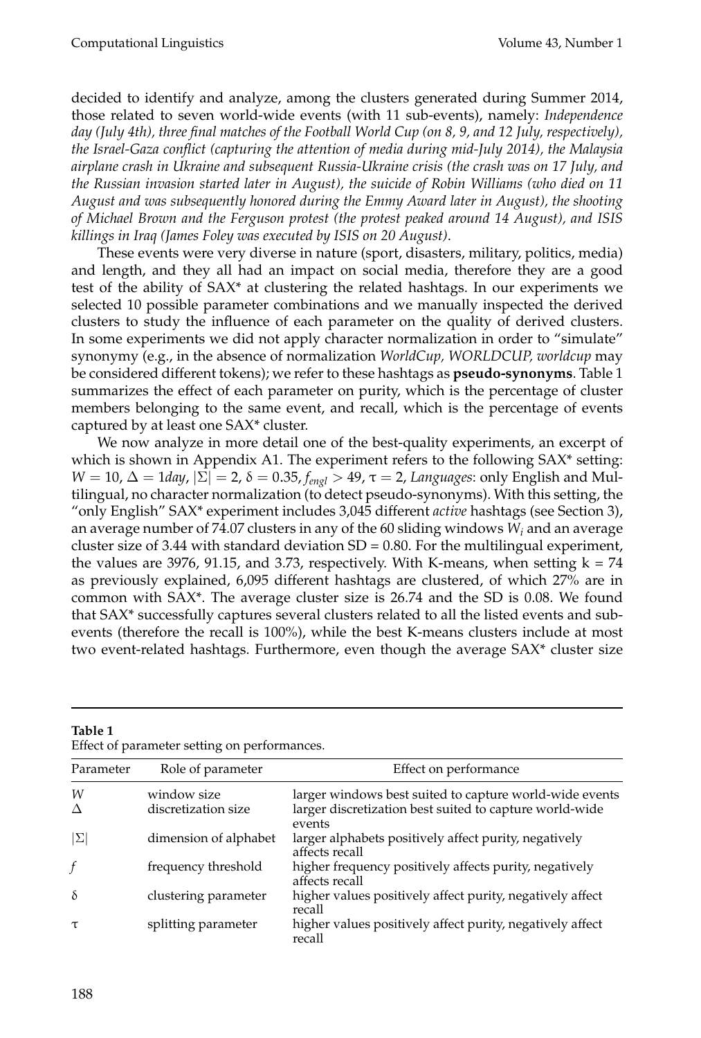decided to identify and analyze, among the clusters generated during Summer 2014, those related to seven world-wide events (with 11 sub-events), namely: *Independence day (July 4th), three final matches of the Football World Cup (on 8, 9, and 12 July, respectively), the Israel-Gaza conflict (capturing the attention of media during mid-July 2014), the Malaysia airplane crash in Ukraine and subsequent Russia-Ukraine crisis (the crash was on 17 July, and the Russian invasion started later in August), the suicide of Robin Williams (who died on 11 August and was subsequently honored during the Emmy Award later in August), the shooting of Michael Brown and the Ferguson protest (the protest peaked around 14 August), and ISIS killings in Iraq (James Foley was executed by ISIS on 20 August)*.

These events were very diverse in nature (sport, disasters, military, politics, media) and length, and they all had an impact on social media, therefore they are a good test of the ability of SAX* at clustering the related hashtags. In our experiments we selected 10 possible parameter combinations and we manually inspected the derived clusters to study the influence of each parameter on the quality of derived clusters. In some experiments we did not apply character normalization in order to "simulate" synonymy (e.g., in the absence of normalization *WorldCup, WORLDCUP, worldcup* may be considered different tokens); we refer to these hashtags as **pseudo-synonyms**. Table 1 summarizes the effect of each parameter on purity, which is the percentage of cluster members belonging to the same event, and recall, which is the percentage of events captured by at least one SAX* cluster.

We now analyze in more detail one of the best-quality experiments, an excerpt of which is shown in Appendix A1. The experiment refers to the following SAX* setting: $W = 10$, $\Delta = 1day$, $|\Sigma| = 2$, $\delta = 0.35$, $f_{engl} > 49$, $\tau = 2$, *Languages*: only English and Multilingual, no character normalization (to detect pseudo-synonyms). With this setting, the "only English" SAX* experiment includes 3,045 different *active* hashtags (see Section 3), an average number of 74.07 clusters in any of the 60 sliding windows $W_i$ and an average cluster size of 3.44 with standard deviation SD = 0.80. For the multilingual experiment, the values are 3976, 91.15, and 3.73, respectively. With K-means, when setting k = 74 as previously explained, 6,095 different hashtags are clustered, of which 27% are in common with SAX*. The average cluster size is 26.74 and the SD is 0.08. We found that SAX* successfully captures several clusters related to all the listed events and sub-events (therefore the recall is 100%), while the best K-means clusters include at most two event-related hashtags. Furthermore, even though the average SAX* cluster size

**Table 1**
Effect of parameter setting on performances.

| Parameter | Role of parameter | Effect on performance |
|---|---|---|
| $W$ | window size | larger windows best suited to capture world-wide events |
| $\Delta$ | discretization size | larger discretization best suited to capture world-wide events |
| $\vert\Sigma\vert$ | dimension of alphabet | larger alphabets positively affect purity, negatively affects recall |
| $f$ | frequency threshold | higher frequency positively affects purity, negatively affects recall |
| $\delta$ | clustering parameter | higher values positively affect purity, negatively affect recall |
| $\tau$ | splitting parameter | higher values positively affect purity, negatively affect recall |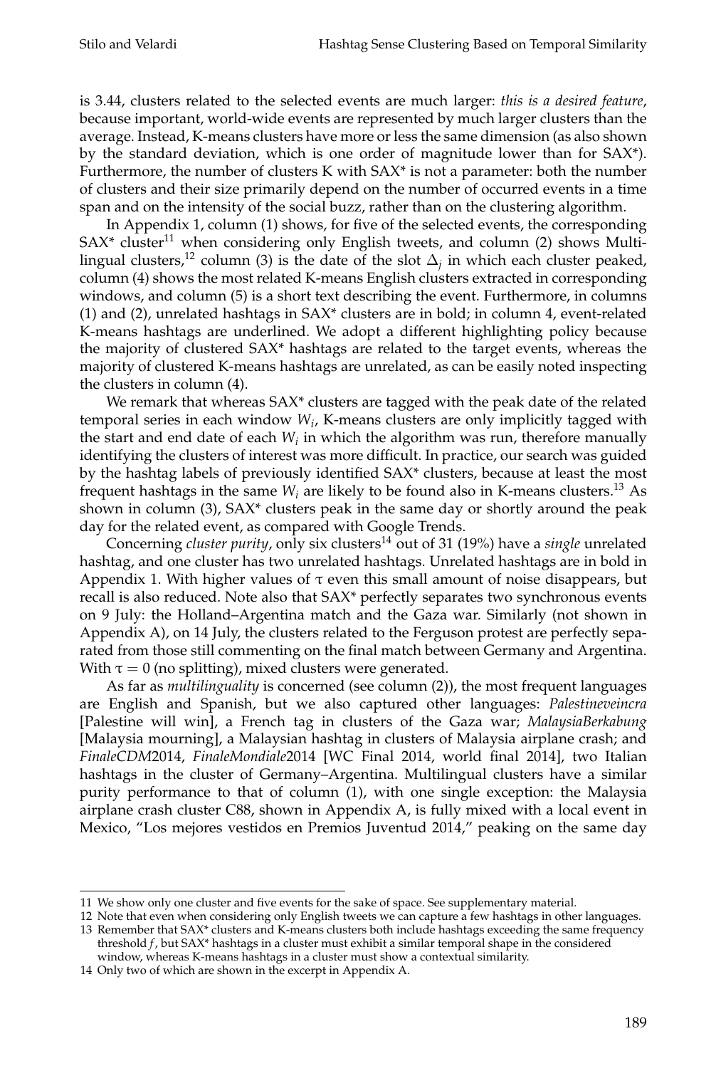is 3.44, clusters related to the selected events are much larger: *this is a desired feature*, because important, world-wide events are represented by much larger clusters than the average. Instead, K-means clusters have more or less the same dimension (as also shown by the standard deviation, which is one order of magnitude lower than for SAX*). Furthermore, the number of clusters K with SAX* is not a parameter: both the number of clusters and their size primarily depend on the number of occurred events in a time span and on the intensity of the social buzz, rather than on the clustering algorithm.

In Appendix 1, column (1) shows, for five of the selected events, the corresponding SAX* cluster[11] when considering only English tweets, and column (2) shows Multilingual clusters,[12] column (3) is the date of the slot $\Delta_j$ in which each cluster peaked, column (4) shows the most related K-means English clusters extracted in corresponding windows, and column (5) is a short text describing the event. Furthermore, in columns (1) and (2), unrelated hashtags in SAX* clusters are in bold; in column 4, event-related K-means hashtags are underlined. We adopt a different highlighting policy because the majority of clustered SAX* hashtags are related to the target events, whereas the majority of clustered K-means hashtags are unrelated, as can be easily noted inspecting the clusters in column (4).

We remark that whereas SAX* clusters are tagged with the peak date of the related temporal series in each window $W_i$, K-means clusters are only implicitly tagged with the start and end date of each $W_i$ in which the algorithm was run, therefore manually identifying the clusters of interest was more difficult. In practice, our search was guided by the hashtag labels of previously identified SAX* clusters, because at least the most frequent hashtags in the same $W_i$ are likely to be found also in K-means clusters.[13] As shown in column (3), SAX* clusters peak in the same day or shortly around the peak day for the related event, as compared with Google Trends.

Concerning *cluster purity*, only six clusters[14] out of 31 (19%) have a *single* unrelated hashtag, and one cluster has two unrelated hashtags. Unrelated hashtags are in bold in Appendix 1. With higher values of $\tau$ even this small amount of noise disappears, but recall is also reduced. Note also that SAX* perfectly separates two synchronous events on 9 July: the Holland–Argentina match and the Gaza war. Similarly (not shown in Appendix A), on 14 July, the clusters related to the Ferguson protest are perfectly separated from those still commenting on the final match between Germany and Argentina. With $\tau = 0$ (no splitting), mixed clusters were generated.

As far as *multilinguality* is concerned (see column (2)), the most frequent languages are English and Spanish, but we also captured other languages: *Palestineveincra* [Palestine will win], a French tag in clusters of the Gaza war; *MalaysiaBerkabung* [Malaysia mourning], a Malaysian hashtag in clusters of Malaysia airplane crash; and *FinaleCDM*2014, *FinaleMondiale*2014 [WC Final 2014, world final 2014], two Italian hashtags in the cluster of Germany–Argentina. Multilingual clusters have a similar purity performance to that of column (1), with one single exception: the Malaysia airplane crash cluster C88, shown in Appendix A, is fully mixed with a local event in Mexico, "Los mejores vestidos en Premios Juventud 2014," peaking on the same day

---

11 We show only one cluster and five events for the sake of space. See supplementary material.

12 Note that even when considering only English tweets we can capture a few hashtags in other languages.

13 Remember that SAX* clusters and K-means clusters both include hashtags exceeding the same frequency threshold $f$, but SAX* hashtags in a cluster must exhibit a similar temporal shape in the considered window, whereas K-means hashtags in a cluster must show a contextual similarity.

14 Only two of which are shown in the excerpt in Appendix A.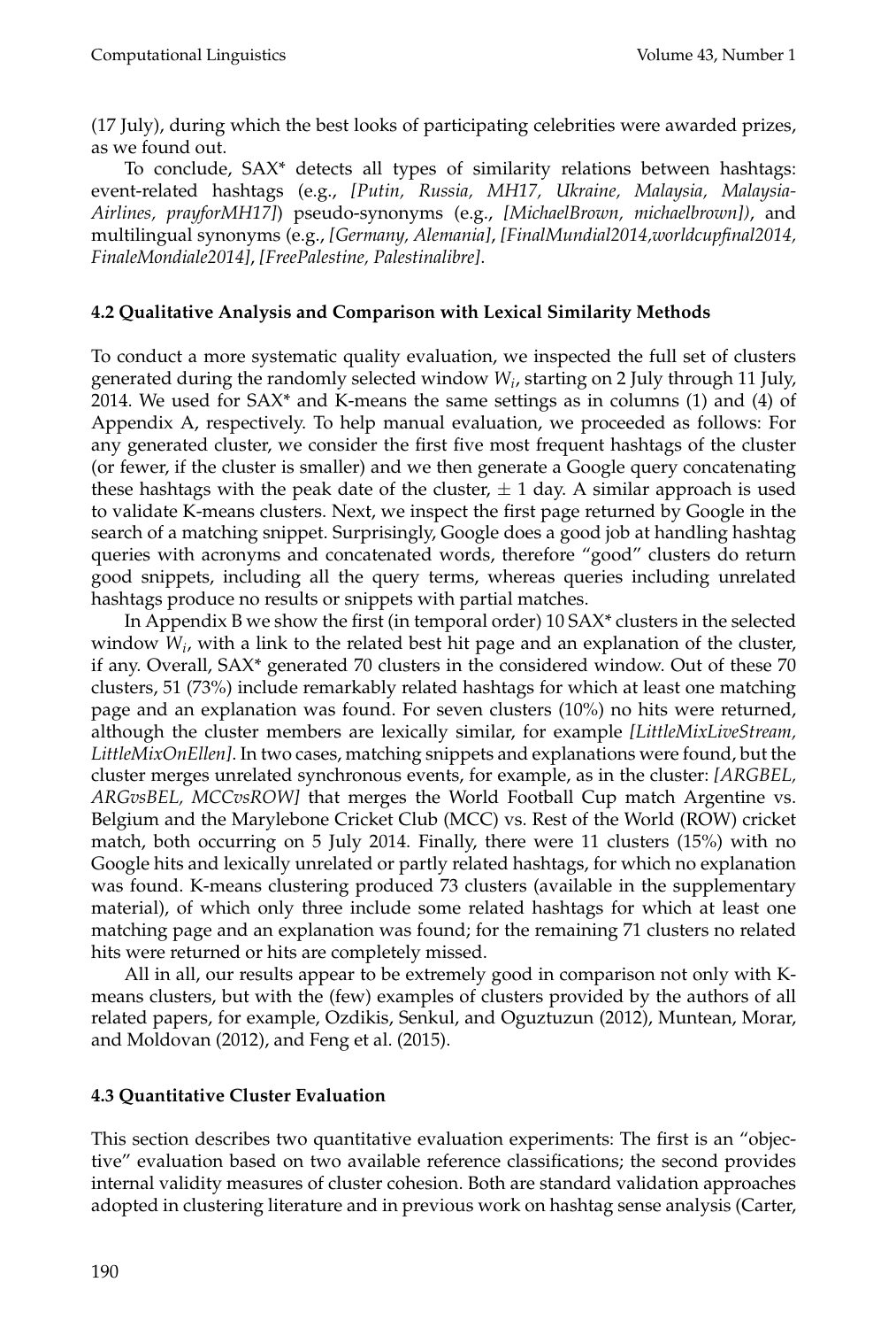(17 July), during which the best looks of participating celebrities were awarded prizes, as we found out.

To conclude, SAX* detects all types of similarity relations between hashtags: event-related hashtags (e.g., *[Putin, Russia, MH17, Ukraine, Malaysia, MalaysiaAirlines, prayforMH17]*) pseudo-synonyms (e.g., *[MichaelBrown, michaelbrown])*, and multilingual synonyms (e.g., *[Germany, Alemania]*, *[FinalMundial2014,worldcupfinal2014, FinaleMondiale2014]*, *[FreePalestine, Palestinalibre]*.

### 4.2 Qualitative Analysis and Comparison with Lexical Similarity Methods

To conduct a more systematic quality evaluation, we inspected the full set of clusters generated during the randomly selected window $W_i$, starting on 2 July through 11 July, 2014. We used for SAX* and K-means the same settings as in columns (1) and (4) of Appendix A, respectively. To help manual evaluation, we proceeded as follows: For any generated cluster, we consider the first five most frequent hashtags of the cluster (or fewer, if the cluster is smaller) and we then generate a Google query concatenating these hashtags with the peak date of the cluster, $\pm$ 1 day. A similar approach is used to validate K-means clusters. Next, we inspect the first page returned by Google in the search of a matching snippet. Surprisingly, Google does a good job at handling hashtag queries with acronyms and concatenated words, therefore "good" clusters do return good snippets, including all the query terms, whereas queries including unrelated hashtags produce no results or snippets with partial matches.

In Appendix B we show the first (in temporal order) 10 SAX* clusters in the selected window $W_i$, with a link to the related best hit page and an explanation of the cluster, if any. Overall, SAX* generated 70 clusters in the considered window. Out of these 70 clusters, 51 (73%) include remarkably related hashtags for which at least one matching page and an explanation was found. For seven clusters (10%) no hits were returned, although the cluster members are lexically similar, for example *[LittleMixLiveStream, LittleMixOnEllen]*. In two cases, matching snippets and explanations were found, but the cluster merges unrelated synchronous events, for example, as in the cluster: *[ARGBEL, ARGvsBEL, MCCvsROW]* that merges the World Football Cup match Argentine vs. Belgium and the Marylebone Cricket Club (MCC) vs. Rest of the World (ROW) cricket match, both occurring on 5 July 2014. Finally, there were 11 clusters (15%) with no Google hits and lexically unrelated or partly related hashtags, for which no explanation was found. K-means clustering produced 73 clusters (available in the supplementary material), of which only three include some related hashtags for which at least one matching page and an explanation was found; for the remaining 71 clusters no related hits were returned or hits are completely missed.

All in all, our results appear to be extremely good in comparison not only with K-means clusters, but with the (few) examples of clusters provided by the authors of all related papers, for example, Ozdikis, Senkul, and Oguztuzun (2012), Muntean, Morar, and Moldovan (2012), and Feng et al. (2015).

### 4.3 Quantitative Cluster Evaluation

This section describes two quantitative evaluation experiments: The first is an "objective" evaluation based on two available reference classifications; the second provides internal validity measures of cluster cohesion. Both are standard validation approaches adopted in clustering literature and in previous work on hashtag sense analysis (Carter,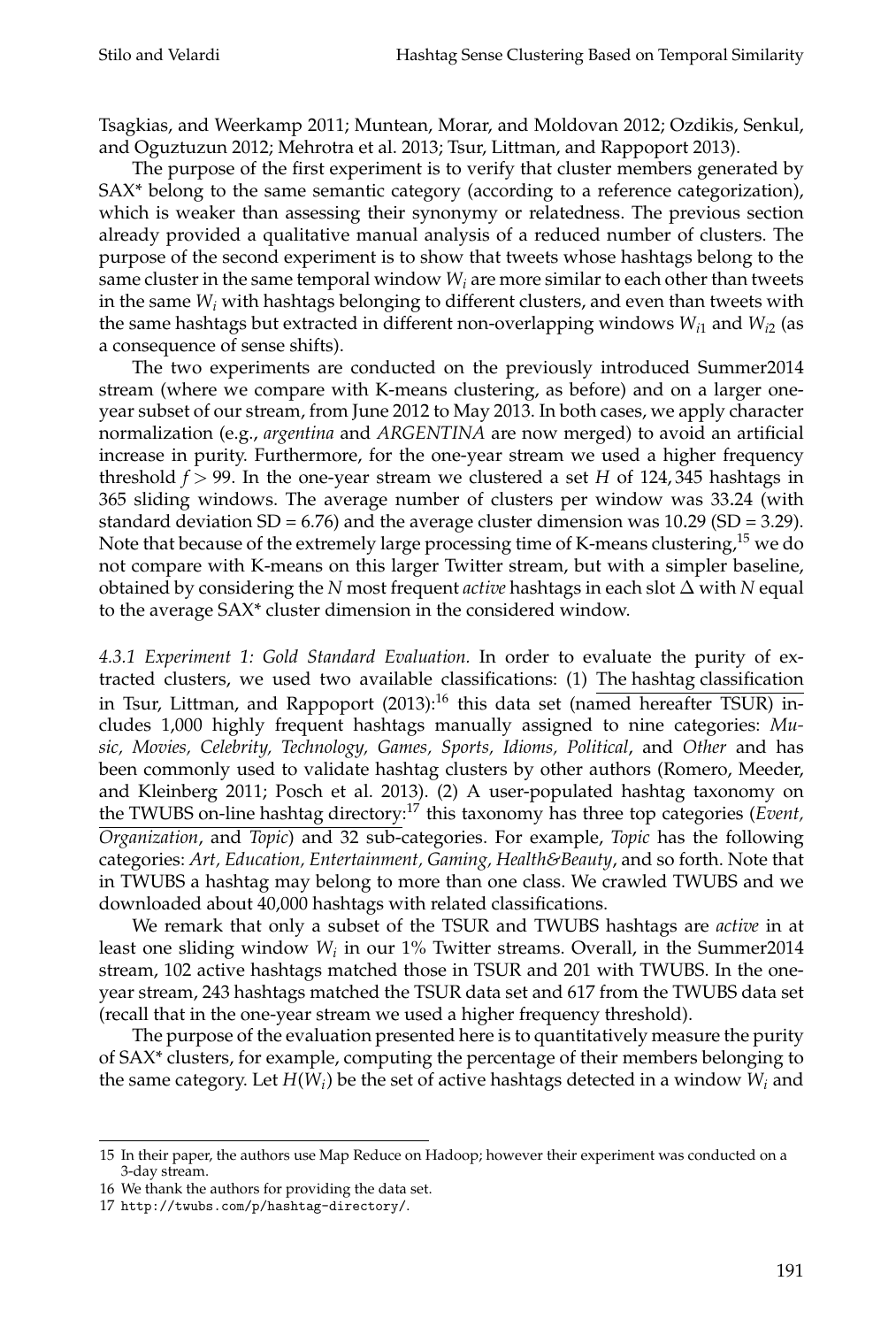Tsagkias, and Weerkamp 2011; Muntean, Morar, and Moldovan 2012; Ozdikis, Senkul, and Oguztuzun 2012; Mehrotra et al. 2013; Tsur, Littman, and Rappoport 2013).

The purpose of the first experiment is to verify that cluster members generated by SAX* belong to the same semantic category (according to a reference categorization), which is weaker than assessing their synonymy or relatedness. The previous section already provided a qualitative manual analysis of a reduced number of clusters. The purpose of the second experiment is to show that tweets whose hashtags belong to the same cluster in the same temporal window $W_i$ are more similar to each other than tweets in the same $W_i$ with hashtags belonging to different clusters, and even than tweets with the same hashtags but extracted in different non-overlapping windows $W_{i1}$ and $W_{i2}$ (as a consequence of sense shifts).

The two experiments are conducted on the previously introduced Summer2014 stream (where we compare with K-means clustering, as before) and on a larger one-year subset of our stream, from June 2012 to May 2013. In both cases, we apply character normalization (e.g., *argentina* and *ARGENTINA* are now merged) to avoid an artificial increase in purity. Furthermore, for the one-year stream we used a higher frequency threshold $f > 99$. In the one-year stream we clustered a set $H$ of 124,345 hashtags in 365 sliding windows. The average number of clusters per window was 33.24 (with standard deviation SD = 6.76) and the average cluster dimension was 10.29 (SD = 3.29). Note that because of the extremely large processing time of K-means clustering,[15] we do not compare with K-means on this larger Twitter stream, but with a simpler baseline, obtained by considering the $N$ most frequent *active* hashtags in each slot $\Delta$ with $N$ equal to the average SAX* cluster dimension in the considered window.

*4.3.1 Experiment 1: Gold Standard Evaluation.* In order to evaluate the purity of extracted clusters, we used two available classifications: (1) The hashtag classification in Tsur, Littman, and Rappoport (2013):[16] this data set (named hereafter TSUR) includes 1,000 highly frequent hashtags manually assigned to nine categories: *Music, Movies, Celebrity, Technology, Games, Sports, Idioms, Political*, and *Other* and has been commonly used to validate hashtag clusters by other authors (Romero, Meeder, and Kleinberg 2011; Posch et al. 2013). (2) A user-populated hashtag taxonomy on the TWUBS on-line hashtag directory:[17] this taxonomy has three top categories (*Event, Organization*, and *Topic*) and 32 sub-categories. For example, *Topic* has the following categories: *Art, Education, Entertainment, Gaming, Health&Beauty*, and so forth. Note that in TWUBS a hashtag may belong to more than one class. We crawled TWUBS and we downloaded about 40,000 hashtags with related classifications.

We remark that only a subset of the TSUR and TWUBS hashtags are *active* in at least one sliding window $W_i$ in our 1% Twitter streams. Overall, in the Summer2014 stream, 102 active hashtags matched those in TSUR and 201 with TWUBS. In the one-year stream, 243 hashtags matched the TSUR data set and 617 from the TWUBS data set (recall that in the one-year stream we used a higher frequency threshold).

The purpose of the evaluation presented here is to quantitatively measure the purity of SAX* clusters, for example, computing the percentage of their members belonging to the same category. Let $H(W_i)$ be the set of active hashtags detected in a window $W_i$ and

---

15 In their paper, the authors use Map Reduce on Hadoop; however their experiment was conducted on a 3-day stream.

16 We thank the authors for providing the data set.

17 http://twubs.com/p/hashtag-directory/.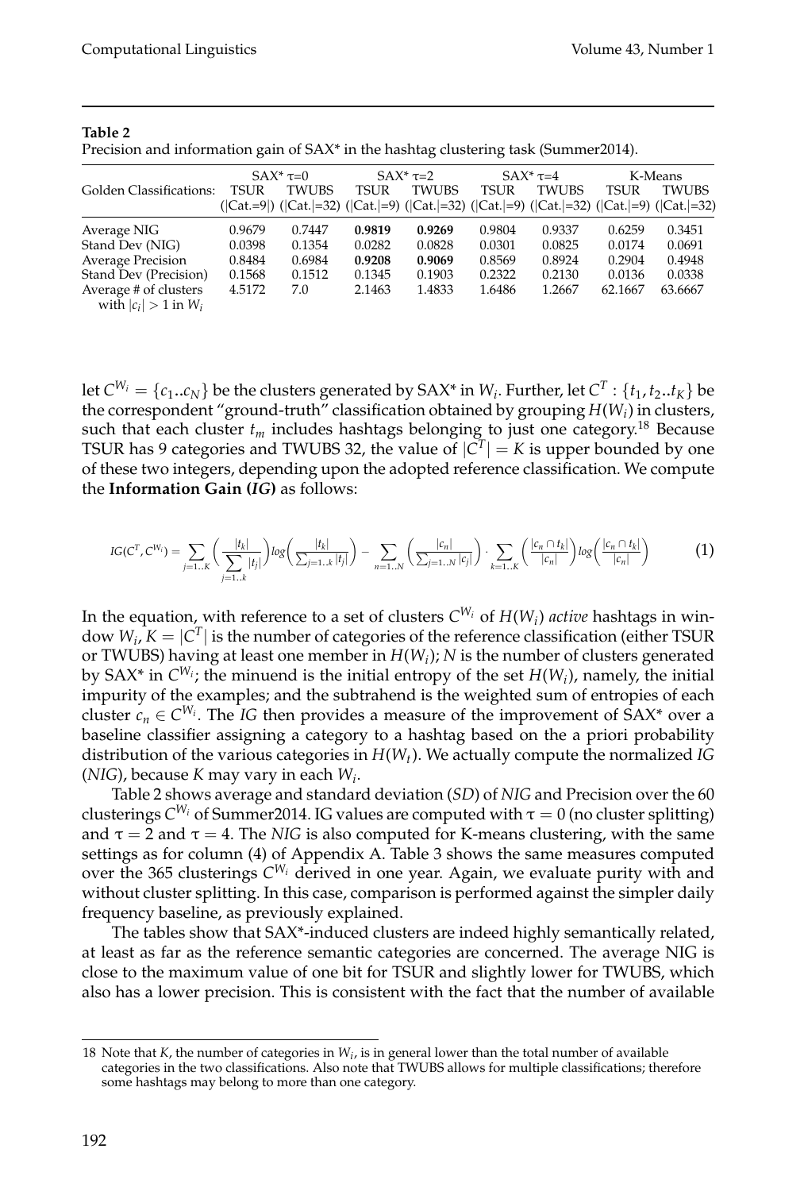**Table 2**
Precision and information gain of SAX* in the hashtag clustering task (Summer2014).

| Golden Classifications: | SAX* τ=0 TSUR (\|Cat.=9\|) | SAX* τ=0 TWUBS (\|Cat.\|=32) | SAX* τ=2 TSUR (\|Cat.\|=9) | SAX* τ=2 TWUBS (\|Cat.\|=32) | SAX* τ=4 TSUR (\|Cat.\|=9) | SAX* τ=4 TWUBS (\|Cat.\|=32) | K-Means TSUR (\|Cat.\|=9) | K-Means TWUBS (\|Cat.\|=32) |
|---|---|---|---|---|---|---|---|---|
| Average NIG | 0.9679 | 0.7447 | **0.9819** | **0.9269** | 0.9804 | 0.9337 | 0.6259 | 0.3451 |
| Stand Dev (NIG) | 0.0398 | 0.1354 | 0.0282 | 0.0828 | 0.0301 | 0.0825 | 0.0174 | 0.0691 |
| Average Precision | 0.8484 | 0.6984 | **0.9208** | **0.9069** | 0.8569 | 0.8924 | 0.2904 | 0.4948 |
| Stand Dev (Precision) | 0.1568 | 0.1512 | 0.1345 | 0.1903 | 0.2322 | 0.2130 | 0.0136 | 0.0338 |
| Average # of clusters with $\|c_i\| > 1$ in $W_i$ | 4.5172 | 7.0 | 2.1463 | 1.4833 | 1.6486 | 1.2667 | 62.1667 | 63.6667 |

let $C^{W_i} = \{c_1..c_N\}$ be the clusters generated by SAX* in $W_i$. Further, let $C^T : \{t_1, t_2..t_K\}$ be the correspondent "ground-truth" classification obtained by grouping $H(W_i)$ in clusters, such that each cluster $t_m$ includes hashtags belonging to just one category.[18] Because TSUR has 9 categories and TWUBS 32, the value of $|C^T| = K$ is upper bounded by one of these two integers, depending upon the adopted reference classification. We compute the **Information Gain (*IG*)** as follows:

$$IG(C^T, C^{W_i}) = \sum_{j=1..K}\left(\frac{|t_k|}{\sum_{j=1..k}|t_j|}\right)log\left(\frac{|t_k|}{\sum_{j=1..k}|t_j|}\right) - \sum_{n=1..N}\left(\frac{|c_n|}{\sum_{j=1..N}|c_j|}\right)\cdot\sum_{k=1..K}\left(\frac{|c_n \cap t_k|}{|c_n|}\right)log\left(\frac{|c_n \cap t_k|}{|c_n|}\right) \quad (1)$$

In the equation, with reference to a set of clusters $C^{W_i}$ of $H(W_i)$ *active* hashtags in window $W_i$, $K = |C^T|$ is the number of categories of the reference classification (either TSUR or TWUBS) having at least one member in $H(W_i)$; $N$ is the number of clusters generated by SAX* in $C^{W_i}$; the minuend is the initial entropy of the set $H(W_i)$, namely, the initial impurity of the examples; and the subtrahend is the weighted sum of entropies of each cluster $c_n \in C^{W_i}$. The *IG* then provides a measure of the improvement of SAX* over a baseline classifier assigning a category to a hashtag based on the a priori probability distribution of the various categories in $H(W_t)$. We actually compute the normalized *IG* (*NIG*), because $K$ may vary in each $W_i$.

Table 2 shows average and standard deviation (*SD*) of *NIG* and Precision over the 60 clusterings $C^{W_i}$ of Summer2014. IG values are computed with $\tau = 0$ (no cluster splitting) and $\tau = 2$ and $\tau = 4$. The *NIG* is also computed for K-means clustering, with the same settings as for column (4) of Appendix A. Table 3 shows the same measures computed over the 365 clusterings $C^{W_i}$ derived in one year. Again, we evaluate purity with and without cluster splitting. In this case, comparison is performed against the simpler daily frequency baseline, as previously explained.

The tables show that SAX*-induced clusters are indeed highly semantically related, at least as far as the reference semantic categories are concerned. The average NIG is close to the maximum value of one bit for TSUR and slightly lower for TWUBS, which also has a lower precision. This is consistent with the fact that the number of available

[18] Note that $K$, the number of categories in $W_i$, is in general lower than the total number of available categories in the two classifications. Also note that TWUBS allows for multiple classifications; therefore some hashtags may belong to more than one category.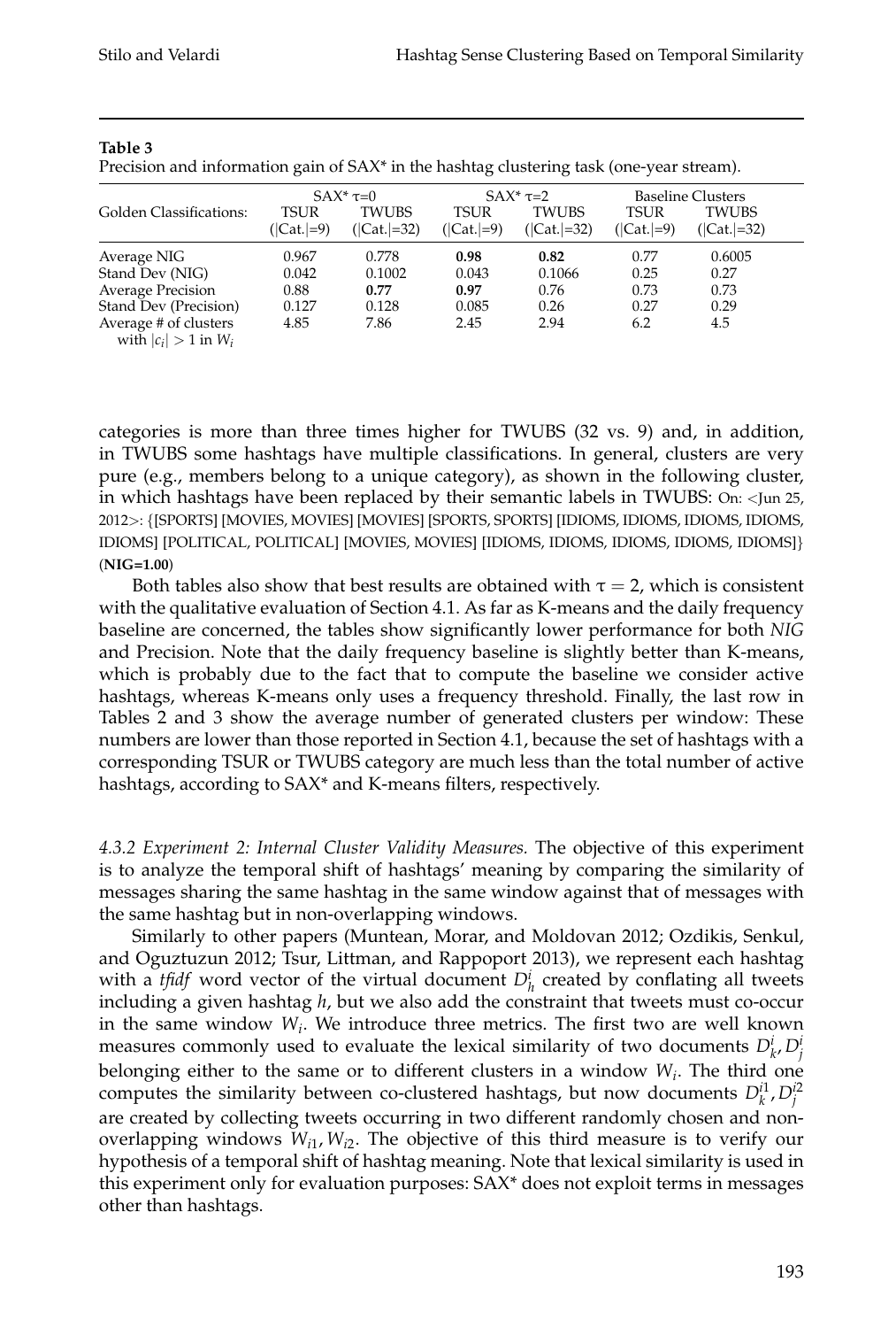**Table 3**
Precision and information gain of SAX* in the hashtag clustering task (one-year stream).

| | SAX* $\tau$=0 | | SAX* $\tau$=2 | | Baseline Clusters | |
|---|---|---|---|---|---|---|
| Golden Classifications: | TSUR (\|Cat.\|=9) | TWUBS (\|Cat.\|=32) | TSUR (\|Cat.\|=9) | TWUBS (\|Cat.\|=32) | TSUR (\|Cat.\|=9) | TWUBS (\|Cat.\|=32) |
| Average NIG | 0.967 | 0.778 | **0.98** | **0.82** | 0.77 | 0.6005 |
| Stand Dev (NIG) | 0.042 | 0.1002 | 0.043 | 0.1066 | 0.25 | 0.27 |
| Average Precision | 0.88 | **0.77** | **0.97** | 0.76 | 0.73 | 0.73 |
| Stand Dev (Precision) | 0.127 | 0.128 | 0.085 | 0.26 | 0.27 | 0.29 |
| Average # of clusters with $\|c_i\| > 1$ in $W_i$ | 4.85 | 7.86 | 2.45 | 2.94 | 6.2 | 4.5 |

categories is more than three times higher for TWUBS (32 vs. 9) and, in addition, in TWUBS some hashtags have multiple classifications. In general, clusters are very pure (e.g., members belong to a unique category), as shown in the following cluster, in which hashtags have been replaced by their semantic labels in TWUBS: On: <Jun 25, 2012>: {[SPORTS] [MOVIES, MOVIES] [MOVIES] [SPORTS, SPORTS] [IDIOMS, IDIOMS, IDIOMS, IDIOMS, IDIOMS] [POLITICAL, POLITICAL] [MOVIES, MOVIES] [IDIOMS, IDIOMS, IDIOMS, IDIOMS, IDIOMS]} (**NIG=1.00**)

Both tables also show that best results are obtained with $\tau = 2$, which is consistent with the qualitative evaluation of Section 4.1. As far as K-means and the daily frequency baseline are concerned, the tables show significantly lower performance for both *NIG* and Precision. Note that the daily frequency baseline is slightly better than K-means, which is probably due to the fact that to compute the baseline we consider active hashtags, whereas K-means only uses a frequency threshold. Finally, the last row in Tables 2 and 3 show the average number of generated clusters per window: These numbers are lower than those reported in Section 4.1, because the set of hashtags with a corresponding TSUR or TWUBS category are much less than the total number of active hashtags, according to SAX* and K-means filters, respectively.

*4.3.2 Experiment 2: Internal Cluster Validity Measures.* The objective of this experiment is to analyze the temporal shift of hashtags' meaning by comparing the similarity of messages sharing the same hashtag in the same window against that of messages with the same hashtag but in non-overlapping windows.

Similarly to other papers (Muntean, Morar, and Moldovan 2012; Ozdikis, Senkul, and Oguztuzun 2012; Tsur, Littman, and Rappoport 2013), we represent each hashtag with a *tfidf* word vector of the virtual document $D_h^i$ created by conflating all tweets including a given hashtag $h$, but we also add the constraint that tweets must co-occur in the same window $W_i$. We introduce three metrics. The first two are well known measures commonly used to evaluate the lexical similarity of two documents $D_k^i, D_j^i$ belonging either to the same or to different clusters in a window $W_i$. The third one computes the similarity between co-clustered hashtags, but now documents $D_k^{i1}, D_j^{i2}$ are created by collecting tweets occurring in two different randomly chosen and non-overlapping windows $W_{i1}, W_{i2}$. The objective of this third measure is to verify our hypothesis of a temporal shift of hashtag meaning. Note that lexical similarity is used in this experiment only for evaluation purposes: SAX* does not exploit terms in messages other than hashtags.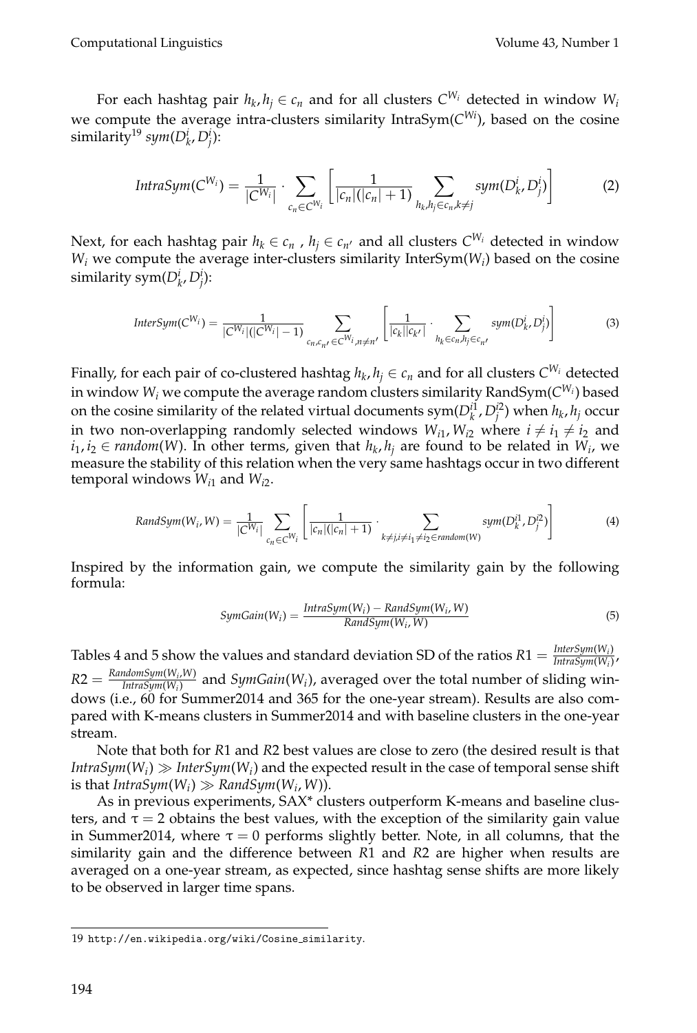For each hashtag pair $h_k, h_j \in c_n$ and for all clusters $C^{W_i}$ detected in window $W_i$ we compute the average intra-clusters similarity IntraSym($C^{Wi}$), based on the cosine similarity[19] $sym(D^i_k, D^i_j)$:

$$IntraSym(C^{W_i}) = \frac{1}{|C^{W_i}|} \cdot \sum_{c_n \in C^{W_i}} \left[ \frac{1}{|c_n|(|c_n|+1)} \sum_{h_k, h_j \in c_n, k \neq j} sym(D^i_k, D^i_j) \right] \quad (2)$$

Next, for each hashtag pair $h_k \in c_n$ , $h_j \in c_{n'}$ and all clusters $C^{W_i}$ detected in window $W_i$ we compute the average inter-clusters similarity InterSym($W_i$) based on the cosine similarity sym($D^i_k, D^i_j$):

$$InterSym(C^{W_i}) = \frac{1}{|C^{W_i}|(|C^{W_i}|-1)} \sum_{c_n, c_{n'} \in C^{W_i}, n \neq n'} \left[ \frac{1}{|c_k||c_{k'}|} \cdot \sum_{h_k \in c_n, h_j \in c_{n'}} sym(D^i_k, D^i_j) \right] \quad (3)$$

Finally, for each pair of co-clustered hashtag $h_k, h_j \in c_n$ and for all clusters $C^{W_i}$ detected in window $W_i$ we compute the average random clusters similarity RandSym($C^{W_i}$) based on the cosine similarity of the related virtual documents sym($D^{i1}_k, D^{i2}_j$) when $h_k, h_j$ occur in two non-overlapping randomly selected windows $W_{i1}, W_{i2}$ where $i \neq i_1 \neq i_2$ and $i_1, i_2 \in random(W)$. In other terms, given that $h_k, h_j$ are found to be related in $W_i$, we measure the stability of this relation when the very same hashtags occur in two different temporal windows $W_{i1}$ and $W_{i2}$.

$$RandSym(W_i, W) = \frac{1}{|C^{W_i}|} \sum_{c_n \in C^{W_i}} \left[ \frac{1}{|c_n|(|c_n|+1)} \cdot \sum_{k \neq j, i \neq i_1 \neq i_2 \in random(W)} sym(D^{i1}_k, D^{i2}_j) \right] \quad (4)$$

Inspired by the information gain, we compute the similarity gain by the following formula:

$$SymGain(W_i) = \frac{IntraSym(W_i) - RandSym(W_i, W)}{RandSym(W_i, W)} \quad (5)$$

Tables 4 and 5 show the values and standard deviation SD of the ratios $R1 = \frac{InterSym(W_i)}{IntraSym(W_i)}$, $R2 = \frac{RandomSym(W_i, W)}{IntraSym(W_i)}$ and $SymGain(W_i)$, averaged over the total number of sliding windows (i.e., 60 for Summer2014 and 365 for the one-year stream). Results are also compared with K-means clusters in Summer2014 and with baseline clusters in the one-year stream.

Note that both for $R1$ and $R2$ best values are close to zero (the desired result is that $IntraSym(W_i) \gg InterSym(W_i)$ and the expected result in the case of temporal sense shift is that $IntraSym(W_i) \gg RandSym(W_i, W)$).

As in previous experiments, SAX* clusters outperform K-means and baseline clusters, and $\tau = 2$ obtains the best values, with the exception of the similarity gain value in Summer2014, where $\tau = 0$ performs slightly better. Note, in all columns, that the similarity gain and the difference between $R1$ and $R2$ are higher when results are averaged on a one-year stream, as expected, since hashtag sense shifts are more likely to be observed in larger time spans.

---

19 http://en.wikipedia.org/wiki/Cosine_similarity.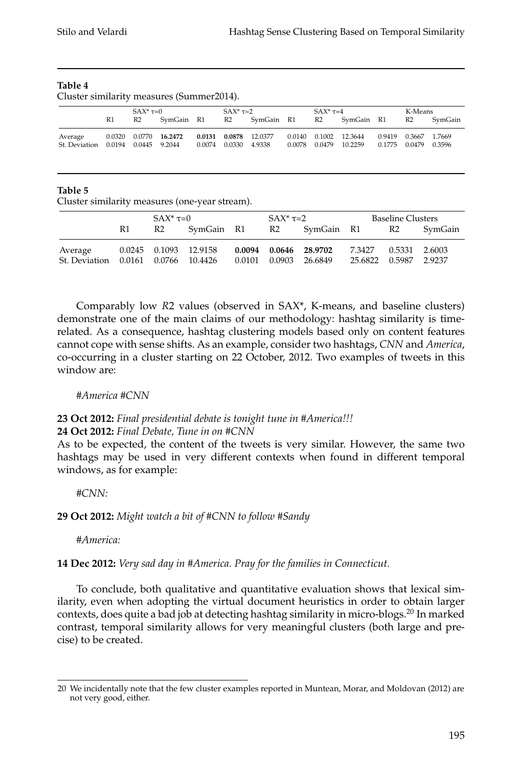**Table 4**
Cluster similarity measures (Summer2014).

| | SAX* τ=0 | | | SAX* τ=2 | | | SAX* τ=4 | | | K-Means | | |
|---|---|---|---|---|---|---|---|---|---|---|---|---|
| | R1 | R2 | SymGain | R1 | R2 | SymGain | R1 | R2 | SymGain | R1 | R2 | SymGain |
| Average | 0.0320 | 0.0770 | **16.2472** | **0.0131** | **0.0878** | 12.0377 | 0.0140 | 0.1002 | 12.3644 | 0.9419 | 0.3667 | 1.7669 |
| St. Deviation | 0.0194 | 0.0445 | 9.2044 | 0.0074 | 0.0330 | 4.9338 | 0.0078 | 0.0479 | 10.2259 | 0.1775 | 0.0479 | 0.3596 |

**Table 5**
Cluster similarity measures (one-year stream).

| | SAX* τ=0 | | | SAX* τ=2 | | | Baseline Clusters | | |
|---|---|---|---|---|---|---|---|---|---|
| | R1 | R2 | SymGain | R1 | R2 | SymGain | R1 | R2 | SymGain |
| Average | 0.0245 | 0.1093 | 12.9158 | **0.0094** | **0.0646** | **28.9702** | 7.3427 | 0.5331 | 2.6003 |
| St. Deviation | 0.0161 | 0.0766 | 10.4426 | 0.0101 | 0.0903 | 26.6849 | 25.6822 | 0.5987 | 2.9237 |

Comparably low $R2$ values (observed in SAX*, K-means, and baseline clusters) demonstrate one of the main claims of our methodology: hashtag similarity is time-related. As a consequence, hashtag clustering models based only on content features cannot cope with sense shifts. As an example, consider two hashtags, *CNN* and *America*, co-occurring in a cluster starting on 22 October, 2012. Two examples of tweets in this window are:

*#America #CNN*

**23 Oct 2012:** *Final presidential debate is tonight tune in #America!!!*
**24 Oct 2012:** *Final Debate, Tune in on #CNN*
As to be expected, the content of the tweets is very similar. However, the same two hashtags may be used in very different contexts when found in different temporal windows, as for example:

*#CNN:*

**29 Oct 2012:** *Might watch a bit of #CNN to follow #Sandy*

*#America:*

**14 Dec 2012:** *Very sad day in #America. Pray for the families in Connecticut.*

To conclude, both qualitative and quantitative evaluation shows that lexical similarity, even when adopting the virtual document heuristics in order to obtain larger contexts, does quite a bad job at detecting hashtag similarity in micro-blogs.[20] In marked contrast, temporal similarity allows for very meaningful clusters (both large and precise) to be created.

---

20 We incidentally note that the few cluster examples reported in Muntean, Morar, and Moldovan (2012) are not very good, either.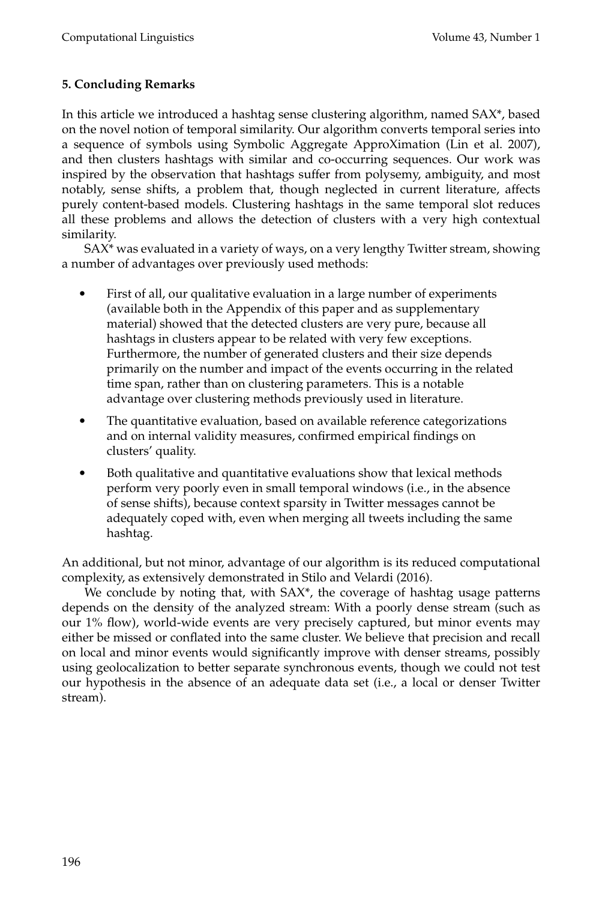## 5. Concluding Remarks

In this article we introduced a hashtag sense clustering algorithm, named SAX*, based on the novel notion of temporal similarity. Our algorithm converts temporal series into a sequence of symbols using Symbolic Aggregate ApproXimation (Lin et al. 2007), and then clusters hashtags with similar and co-occurring sequences. Our work was inspired by the observation that hashtags suffer from polysemy, ambiguity, and most notably, sense shifts, a problem that, though neglected in current literature, affects purely content-based models. Clustering hashtags in the same temporal slot reduces all these problems and allows the detection of clusters with a very high contextual similarity.

SAX* was evaluated in a variety of ways, on a very lengthy Twitter stream, showing a number of advantages over previously used methods:

- First of all, our qualitative evaluation in a large number of experiments (available both in the Appendix of this paper and as supplementary material) showed that the detected clusters are very pure, because all hashtags in clusters appear to be related with very few exceptions. Furthermore, the number of generated clusters and their size depends primarily on the number and impact of the events occurring in the related time span, rather than on clustering parameters. This is a notable advantage over clustering methods previously used in literature.
- The quantitative evaluation, based on available reference categorizations and on internal validity measures, confirmed empirical findings on clusters' quality.
- Both qualitative and quantitative evaluations show that lexical methods perform very poorly even in small temporal windows (i.e., in the absence of sense shifts), because context sparsity in Twitter messages cannot be adequately coped with, even when merging all tweets including the same hashtag.

An additional, but not minor, advantage of our algorithm is its reduced computational complexity, as extensively demonstrated in Stilo and Velardi (2016).

We conclude by noting that, with SAX*, the coverage of hashtag usage patterns depends on the density of the analyzed stream: With a poorly dense stream (such as our 1% flow), world-wide events are very precisely captured, but minor events may either be missed or conflated into the same cluster. We believe that precision and recall on local and minor events would significantly improve with denser streams, possibly using geolocalization to better separate synchronous events, though we could not test our hypothesis in the absence of an adequate data set (i.e., a local or denser Twitter stream).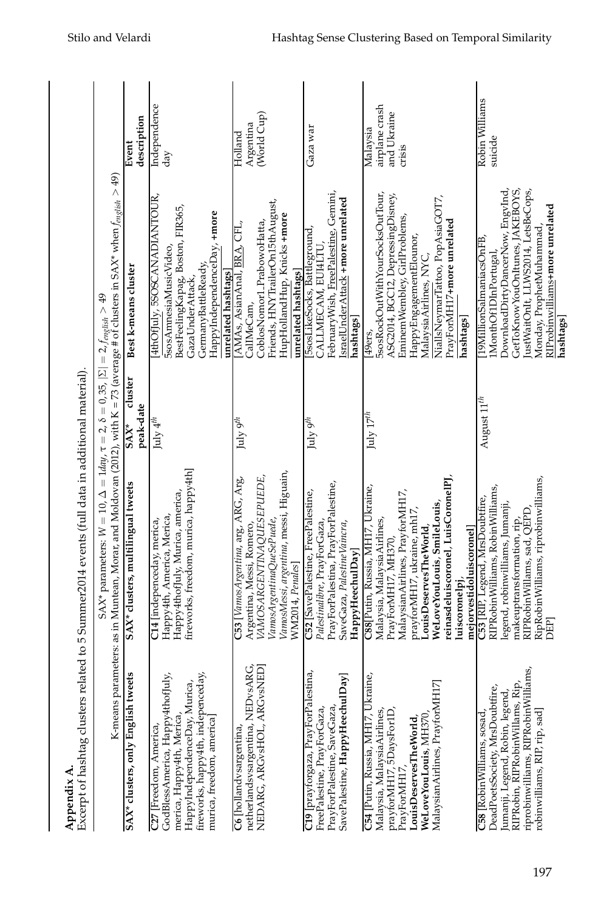**Appendix A.**

Excerpt of hashtag clusters related to 5 Summer2014 events (full data in additional material).

| SAX* parameters: $W = 10$, $\Delta = 1day$, $\tau = 2$, $\delta = 0{,}35$, $\|\Sigma\| = 2$, $f_{english} > 49$ | | | | |
|---|---|---|---|---|
| K-means parameters: as in Muntean, Morar, and Moldovan (2012), with K = 73 (average # of clusters in SAX* when $f_{english} > 49$) | | | | |
| **SAX* clusters, only English tweets** | **SAX* clusters, multilingual tweets** | **SAX* cluster peak-date** | **Best k-means cluster** | **Event description** |
| **C27** [Freedom, America, GodBlessAmerica, Happy4thofJuly, merica, Happy4th, Merica, HappyIndependenceDay, Murica, fireworks, happy4th, independeceday, murica, freedom, america] | **C14** [independeceday, merica, Happy4th, America, Merica, Happy4thofJuly, Murica, america, fireworks, freedom, murica, happy4th] | July $4^{th}$ | [4thOfJuly, 5SOSCANADIANTOUR, 5sosAmnesiaMusicVideo, BestFeelingKapag, Boston, FIR365, GazaUnderAttack, GermanyBattleReady, HappyIndependenceDay, **+more unrelated hashtags**] | Independence day |
| **C6** [hollandvsargentina, netherlandsvsargentina, NEDvsARG, NEDARG, ARGvsHOL, ARGvsNED] | **C53** [*VamosArgentina*, arg, ARG, Arg, Argentina, Messi, Romero, *VAMOSARGENTINAQUESEPUEDE*, *VamosArgentinaQueSePuede*, *VamosMessi*, *argentina*, messi, Higuain, WM2014, *Penales*] | July $9^{th}$ | [AMAs, AsianAnal, BRA, CFL, CallMeCam, CoblosNomor1_PrabowoHatta, Friends, HNYTrailerOn15thAugust, HupHollandHup, Knicks **+more unrelated hashtags**] | Holland Argentina (World Cup) |
| **C19** [prayforgaza, PrayForPalestina, FreePalestine, PrayForGaza, PrayForPalestine, SaveGaza, SavePalestine, **HappyHeechulDay**] | **C52** [SavePalestine, FreePalestine, *Palestinalibre*, PrayForGaza, PrayForPalestina, PrayForPalestine, SaveGaza, *PalestineVaincra*, **HappyHeechulDay**] | July $9^{th}$ | [5sosLikeSocks, Battleground, CALLMECAM, EU4LTU, FebruaryWish, FreePalestine, Gemini, IsraelUnderAttack **+more unrelated hashtags**] | Gaza war |
| **C54** [Putin, Russia, MH17, Ukraine, Malaysia, MalaysiaAirlines, prayforMH17, 5DaysFor1D, PrayForMH17, **LouisDeservesTheWorld**, **WeLoveYouLouis**, MH370, MalaysianAirlines, PrayforMH17] | **C88**[Putin, Russia, MH17, Ukraine, Malaysia, Malaysia Airlines, PrayForMH17, MH370, MalaysianAirlines, PrayforMH17, prayforMH17, ukraine, mh17, **LouisDeservesTheWorld**, **WeLoveYouLouis**, **SmileLouis**, **reinasdeluiscoronel**, **LuisCoronelPJ**, **luiscoronelpj**, **mejorvestidoluiscoronel**] | July $17^{th}$ | [49ers, 5sosRockOutWithYourSocksOutTour, ASC2014, BGC12, DepressingDisney, EminemWembley, GirlProblems, HappyEngagementElounor, MalaysiaAirlines, NYC, NiallIsNeymarTattoo, PopAsiaGOT7, PrayForMH17**+more unrelated hashtags**] | Malaysia airplane crash and Ukraine crisis |
| **C58** [RobinWilliams, sosad, DeadPoetsSociety, MrsDoubtfire, Jumanji, Legend, Robin, legend, RIPRobin, RIPRobinWilliams, Rip, riprobinwilliams, RIPRobinWilliams, robinwilliams, RIP, rip, sad] | **C53** [RIP, Legend, MrsDoubtfire, RIPRobinWilliams, RobinWilliams, legend, robinwilliams, Jumanji, makeuptransformation, rip, RIPRobinWillams, sad, QEPD, RipRobinWilliams, riprobinwilliams, DEP] | August $11^{th}$ | [19MillionSalmaniacsOnFB, 1MonthOf1DInPortugal, DownloadDirtyDancerNow, EngvInd, GetToKnowYouOnItunes, JAKEBOYS, JustWaitOnIt, LLWS2014, LetsBeCops, Monday, ProphetMuhammad, RIProbinwilliams**+more unrelated hashtags**] | Robin Williams suicide |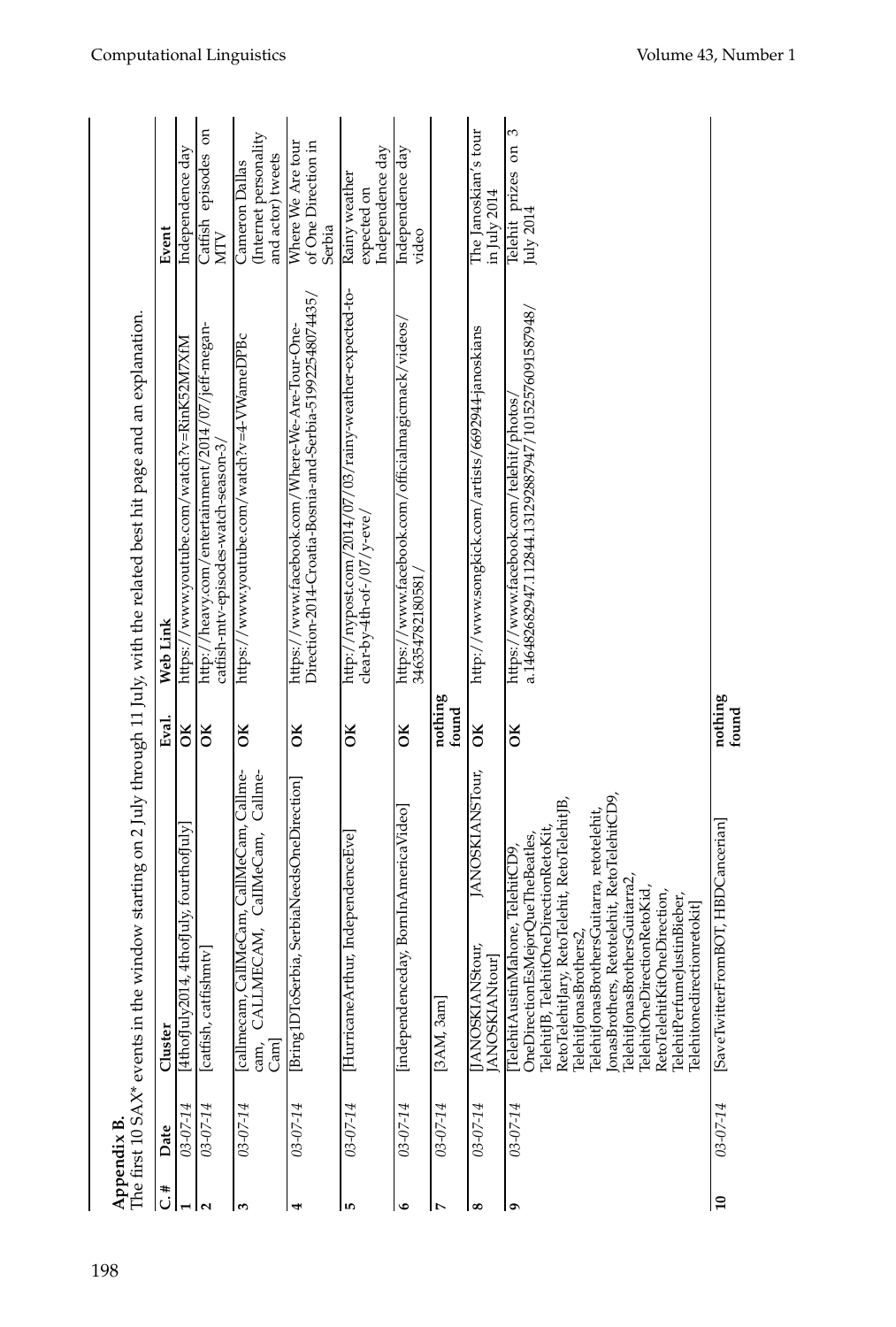## Appendix B.

The first 10 SAX* events in the window starting on 2 July through 11 July, with the related best hit page and an explanation.

| C. # | Date | Cluster | Eval. | Web Link | Event |
|---|---|---|---|---|---|
| **1** | *03-07-14* | [4thofJuly2014, 4thofJuly, fourthofJuly] | **OK** | https://www.youtube.com/watch?v=RinK52M7XfM | Independence day |
| **2** | *03-07-14* | [catfish, catfishmtv] | **OK** | http://heavy.com/entertainment/2014/07/jeff-megan-catfish-mtv-episodes-watch-season-3/ | Catfish episodes on MTV |
| **3** | *03-07-14* | [callmecam, CallMeCam, CallMeCam, Callme-cam, CALLMECAM, CallMeCam, Callme-Cam] | **OK** | https://www.youtube.com/watch?v=4-VWameDPBc | Cameron Dallas (Internet personality and actor) tweets |
| **4** | *03-07-14* | [Bring1DToSerbia, SerbiaNeedsOneDirection] | **OK** | https://www.facebook.com/Where-We-Are-Tour-One-Direction-2014-Croatia-Bosnia-and-Serbia-519922548074435/ | Where We Are tour of One Direction in Serbia |
| **5** | *03-07-14* | [HurricaneArthur, IndependenceEve] | **OK** | http://nypost.com/2014/07/03/rainy-weather-expected-to-clear-by-4th-of-/07/y-eve/ | Rainy weather expected on Independence day |
| **6** | *03-07-14* | [independenceday, BornInAmericaVideo] | **OK** | https://www.facebook.com/officialmagicmack/videos/346354782180581/ | Independence day video |
| **7** | *03-07-14* | [3AM, 3am] | **nothing found** | | |
| **8** | *03-07-14* | [JANOSKIANStour, JANOSKIANSTour, JANOSKIANtour] | **OK** | http://www.songkick.com/artists/6692944-janoskians | The Janoskian's tour in July 2014 |
| **9** | *03-07-14* | [TelehitAustinMahone, TelehitCD9, OneDirectionEsMejorQueTheBeatles, TelehitJB, TelehitOneDirectionRetoKit, RetoTelehitJary, RetoTelehit, RetoTelehitJB, TelehitJonasBrothers2, TelehitJonasBrothersGuitarra, retotelehit, JonasBrothers, Retotelehit, RetoTelehitCD9, TelehitJonasBrothersGuitarra2, TelehitOneDirectionRetoKid, RetoTelehitKitOneDirection, TelehitPerfumeJustinBieber, Telehitonedirectionretokit] | **OK** | https://www.facebook.com/telehit/photos/a.146482682947.112844.131292887947/10152576091587948/ | Telehit prizes on 3 July 2014 |
| **10** | *03-07-14* | [SaveTwitterFromBOT, HBDCancerian] | **nothing found** | | |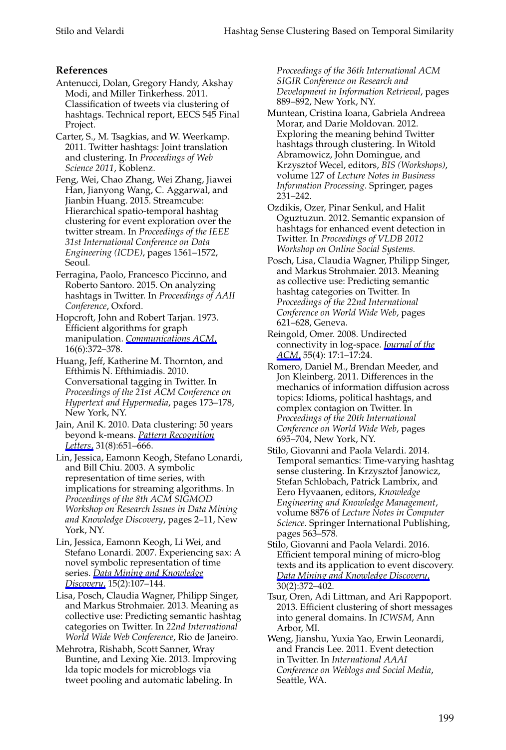## References

Antenucci, Dolan, Gregory Handy, Akshay Modi, and Miller Tinkerhess. 2011. Classification of tweets via clustering of hashtags. Technical report, EECS 545 Final Project.

Carter, S., M. Tsagkias, and W. Weerkamp. 2011. Twitter hashtags: Joint translation and clustering. In *Proceedings of Web Science 2011*, Koblenz.

Feng, Wei, Chao Zhang, Wei Zhang, Jiawei Han, Jianyong Wang, C. Aggarwal, and Jianbin Huang. 2015. Streamcube: Hierarchical spatio-temporal hashtag clustering for event exploration over the twitter stream. In *Proceedings of the IEEE 31st International Conference on Data Engineering (ICDE)*, pages 1561–1572, Seoul.

Ferragina, Paolo, Francesco Piccinno, and Roberto Santoro. 2015. On analyzing hashtags in Twitter. In *Proceedings of AAII Conference*, Oxford.

Hopcroft, John and Robert Tarjan. 1973. Efficient algorithms for graph manipulation. *Communications ACM*, 16(6):372–378.

Huang, Jeff, Katherine M. Thornton, and Efthimis N. Efthimiadis. 2010. Conversational tagging in Twitter. In *Proceedings of the 21st ACM Conference on Hypertext and Hypermedia*, pages 173–178, New York, NY.

Jain, Anil K. 2010. Data clustering: 50 years beyond k-means. *Pattern Recognition Letters*, 31(8):651–666.

Lin, Jessica, Eamonn Keogh, Stefano Lonardi, and Bill Chiu. 2003. A symbolic representation of time series, with implications for streaming algorithms. In *Proceedings of the 8th ACM SIGMOD Workshop on Research Issues in Data Mining and Knowledge Discovery*, pages 2–11, New York, NY.

Lin, Jessica, Eamonn Keogh, Li Wei, and Stefano Lonardi. 2007. Experiencing sax: A novel symbolic representation of time series. *Data Mining and Knowledge Discovery*, 15(2):107–144.

Lisa, Posch, Claudia Wagner, Philipp Singer, and Markus Strohmaier. 2013. Meaning as collective use: Predicting semantic hashtag categories on Twitter. In *22nd International World Wide Web Conference*, Rio de Janeiro.

Mehrotra, Rishabh, Scott Sanner, Wray Buntine, and Lexing Xie. 2013. Improving lda topic models for microblogs via tweet pooling and automatic labeling. In *Proceedings of the 36th International ACM SIGIR Conference on Research and Development in Information Retrieval*, pages 889–892, New York, NY.

Muntean, Cristina Ioana, Gabriela Andreea Morar, and Darie Moldovan. 2012. Exploring the meaning behind Twitter hashtags through clustering. In Witold Abramowicz, John Domingue, and Krzysztof Wecel, editors, *BIS (Workshops)*, volume 127 of *Lecture Notes in Business Information Processing*. Springer, pages 231–242.

Ozdikis, Ozer, Pinar Senkul, and Halit Oguztuzun. 2012. Semantic expansion of hashtags for enhanced event detection in Twitter. In *Proceedings of VLDB 2012 Workshop on Online Social Systems.*

Posch, Lisa, Claudia Wagner, Philipp Singer, and Markus Strohmaier. 2013. Meaning as collective use: Predicting semantic hashtag categories on Twitter. In *Proceedings of the 22nd International Conference on World Wide Web*, pages 621–628, Geneva.

Reingold, Omer. 2008. Undirected connectivity in log-space. *Journal of the ACM*, 55(4): 17:1–17:24.

Romero, Daniel M., Brendan Meeder, and Jon Kleinberg. 2011. Differences in the mechanics of information diffusion across topics: Idioms, political hashtags, and complex contagion on Twitter. In *Proceedings of the 20th International Conference on World Wide Web*, pages 695–704, New York, NY.

Stilo, Giovanni and Paola Velardi. 2014. Temporal semantics: Time-varying hashtag sense clustering. In Krzysztof Janowicz, Stefan Schlobach, Patrick Lambrix, and Eero Hyvaanen, editors, *Knowledge Engineering and Knowledge Management*, volume 8876 of *Lecture Notes in Computer Science*. Springer International Publishing, pages 563–578.

Stilo, Giovanni and Paola Velardi. 2016. Efficient temporal mining of micro-blog texts and its application to event discovery. *Data Mining and Knowledge Discovery*, 30(2):372–402.

Tsur, Oren, Adi Littman, and Ari Rappoport. 2013. Efficient clustering of short messages into general domains. In *ICWSM*, Ann Arbor, MI.

Weng, Jianshu, Yuxia Yao, Erwin Leonardi, and Francis Lee. 2011. Event detection in Twitter. In *International AAAI Conference on Weblogs and Social Media*, Seattle, WA.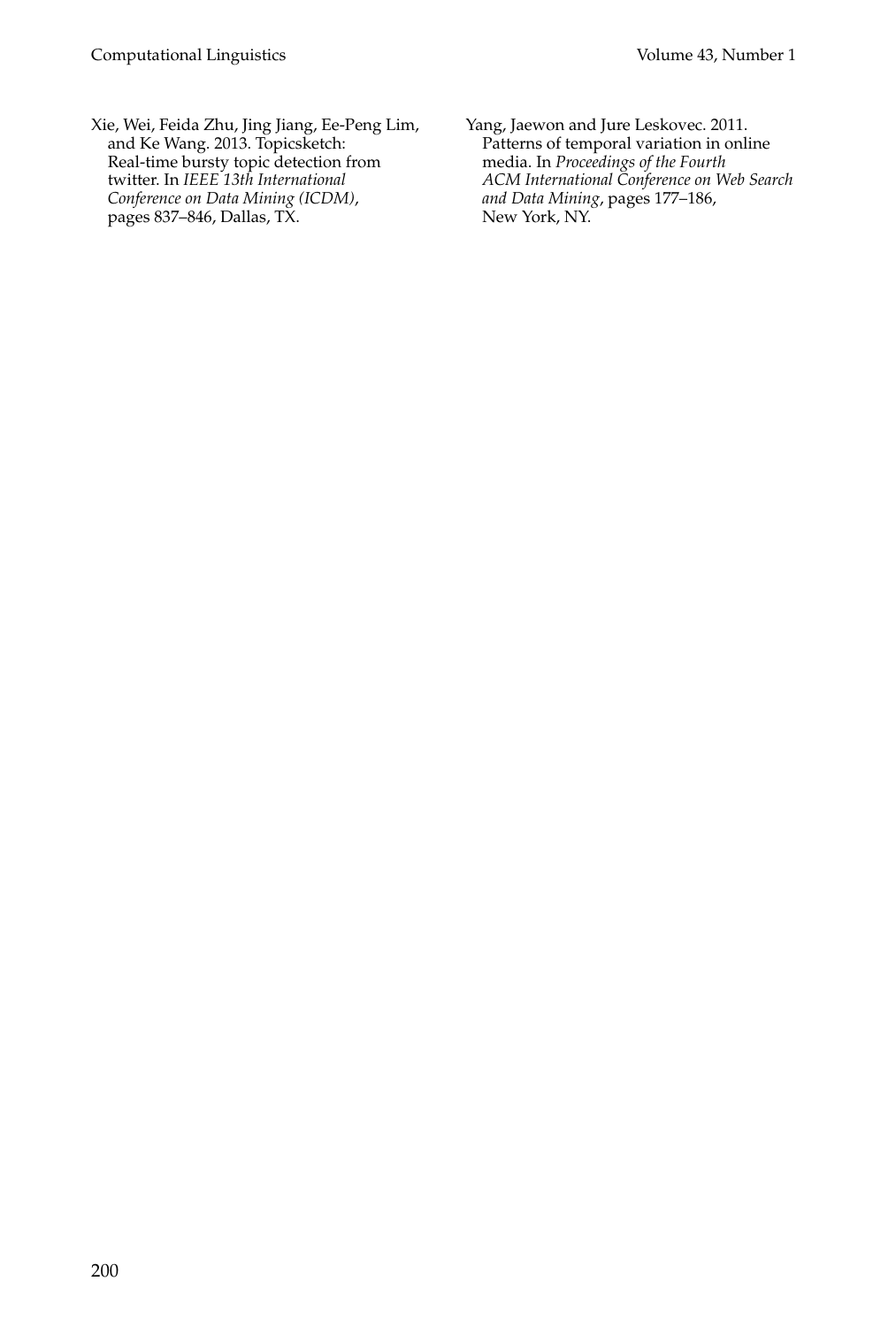Xie, Wei, Feida Zhu, Jing Jiang, Ee-Peng Lim, and Ke Wang. 2013. Topicsketch: Real-time bursty topic detection from twitter. In *IEEE 13th International Conference on Data Mining (ICDM)*, pages 837–846, Dallas, TX.

Yang, Jaewon and Jure Leskovec. 2011. Patterns of temporal variation in online media. In *Proceedings of the Fourth ACM International Conference on Web Search and Data Mining*, pages 177–186, New York, NY.